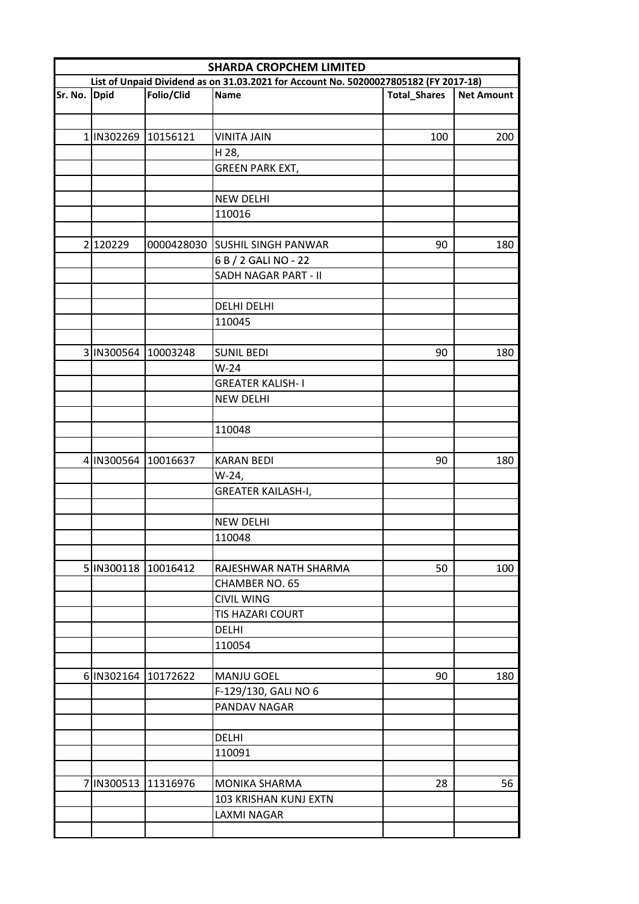# SHARDA CROPCHEM LIMITED

**List of Unpaid Dividend as on 31.03.2021 for Account No. 50200027805182 (FY 2017-18)**

| Sr. No. | Dpid | Folio/Clid | Name | Total_Shares | Net Amount |
|---|---|---|---|---|---|
| | | | | | |
| 1 | IN302269 | 10156121 | VINITA JAIN | 100 | 200 |
| | | | H 28, | | |
| | | | GREEN PARK EXT, | | |
| | | | | | |
| | | | NEW DELHI | | |
| | | | 110016 | | |
| | | | | | |
| 2 | 120229 | 0000428030 | SUSHIL SINGH PANWAR | 90 | 180 |
| | | | 6 B / 2 GALI NO - 22 | | |
| | | | SADH NAGAR PART - II | | |
| | | | | | |
| | | | DELHI DELHI | | |
| | | | 110045 | | |
| | | | | | |
| 3 | IN300564 | 10003248 | SUNIL BEDI | 90 | 180 |
| | | | W-24 | | |
| | | | GREATER KALISH- I | | |
| | | | NEW DELHI | | |
| | | | | | |
| | | | 110048 | | |
| | | | | | |
| 4 | IN300564 | 10016637 | KARAN BEDI | 90 | 180 |
| | | | W-24, | | |
| | | | GREATER KAILASH-I, | | |
| | | | | | |
| | | | NEW DELHI | | |
| | | | 110048 | | |
| | | | | | |
| 5 | IN300118 | 10016412 | RAJESHWAR NATH SHARMA | 50 | 100 |
| | | | CHAMBER NO. 65 | | |
| | | | CIVIL WING | | |
| | | | TIS HAZARI COURT | | |
| | | | DELHI | | |
| | | | 110054 | | |
| | | | | | |
| 6 | IN302164 | 10172622 | MANJU GOEL | 90 | 180 |
| | | | F-129/130, GALI NO 6 | | |
| | | | PANDAV NAGAR | | |
| | | | | | |
| | | | DELHI | | |
| | | | 110091 | | |
| | | | | | |
| 7 | IN300513 | 11316976 | MONIKA SHARMA | 28 | 56 |
| | | | 103 KRISHAN KUNJ EXTN | | |
| | | | LAXMI NAGAR | | |
| | | | | | |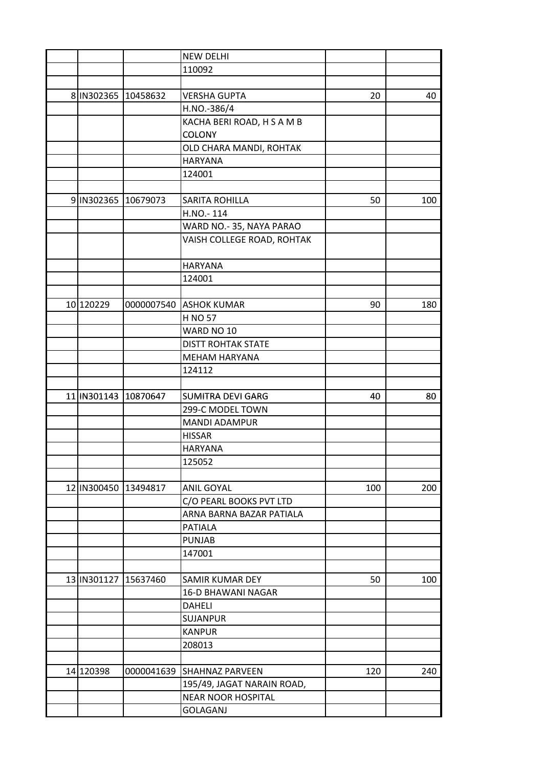| | | | | | |
|---|---|---|---|---|---|
| | | | NEW DELHI | | |
| | | | 110092 | | |
| | | | | | |
| 8 | IN302365 | 10458632 | VERSHA GUPTA | 20 | 40 |
| | | | H.NO.-386/4 | | |
| | | | KACHA BERI ROAD, H S A M B COLONY | | |
| | | | OLD CHARA MANDI, ROHTAK | | |
| | | | HARYANA | | |
| | | | 124001 | | |
| | | | | | |
| 9 | IN302365 | 10679073 | SARITA ROHILLA | 50 | 100 |
| | | | H.NO.- 114 | | |
| | | | WARD NO.- 35, NAYA PARAO | | |
| | | | VAISH COLLEGE ROAD, ROHTAK | | |
| | | | HARYANA | | |
| | | | 124001 | | |
| | | | | | |
| 10 | 120229 | 0000007540 | ASHOK KUMAR | 90 | 180 |
| | | | H NO 57 | | |
| | | | WARD NO 10 | | |
| | | | DISTT ROHTAK STATE | | |
| | | | MEHAM HARYANA | | |
| | | | 124112 | | |
| | | | | | |
| 11 | IN301143 | 10870647 | SUMITRA DEVI GARG | 40 | 80 |
| | | | 299-C MODEL TOWN | | |
| | | | MANDI ADAMPUR | | |
| | | | HISSAR | | |
| | | | HARYANA | | |
| | | | 125052 | | |
| | | | | | |
| 12 | IN300450 | 13494817 | ANIL GOYAL | 100 | 200 |
| | | | C/O PEARL BOOKS PVT LTD | | |
| | | | ARNA BARNA BAZAR PATIALA | | |
| | | | PATIALA | | |
| | | | PUNJAB | | |
| | | | 147001 | | |
| | | | | | |
| 13 | IN301127 | 15637460 | SAMIR KUMAR DEY | 50 | 100 |
| | | | 16-D BHAWANI NAGAR | | |
| | | | DAHELI | | |
| | | | SUJANPUR | | |
| | | | KANPUR | | |
| | | | 208013 | | |
| | | | | | |
| 14 | 120398 | 0000041639 | SHAHNAZ PARVEEN | 120 | 240 |
| | | | 195/49, JAGAT NARAIN ROAD, | | |
| | | | NEAR NOOR HOSPITAL | | |
| | | | GOLAGANJ | | |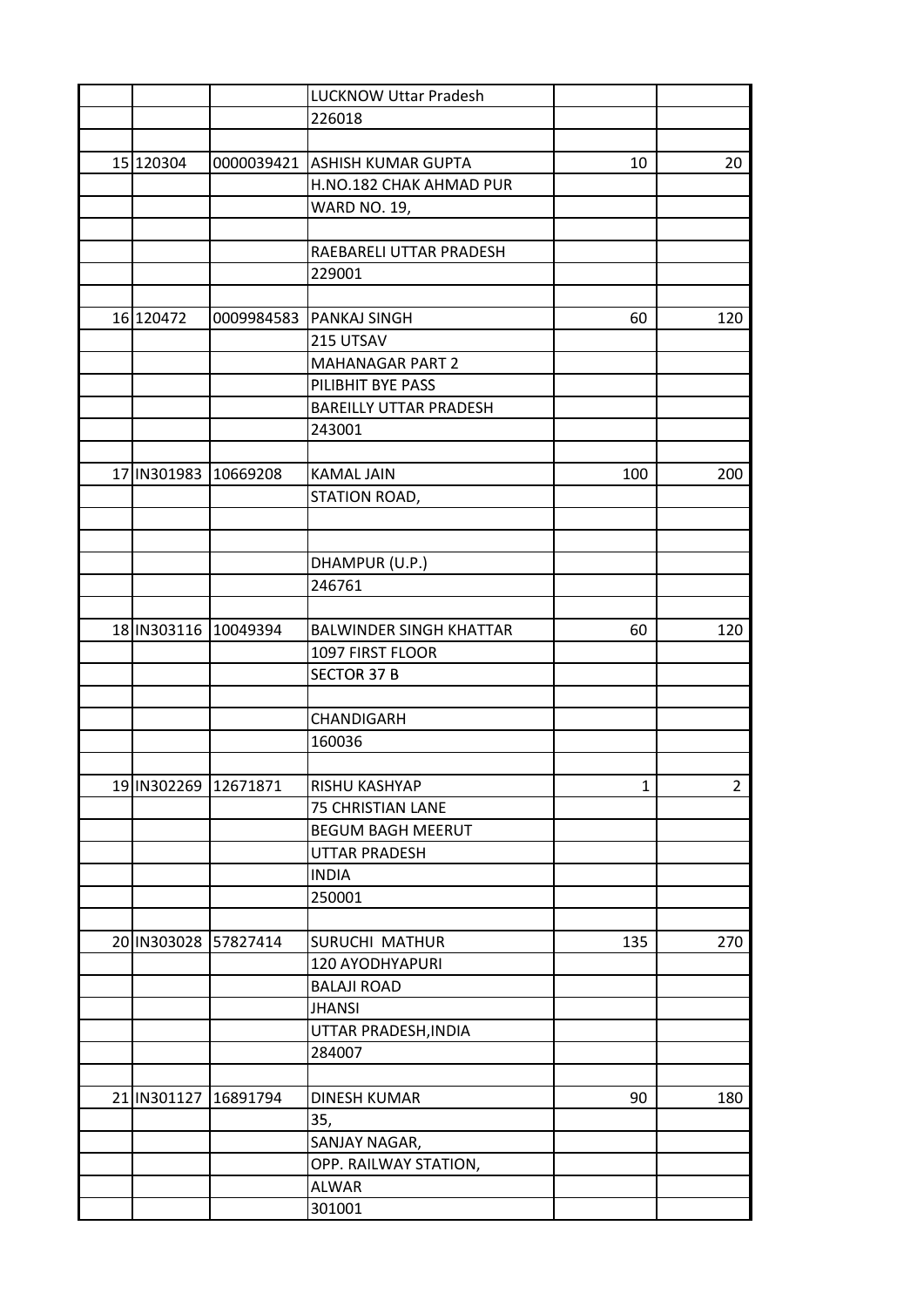| | | | | | |
|---|---|---|---|---|---|
| | | | LUCKNOW Uttar Pradesh | | |
| | | | 226018 | | |
| | | | | | |
| 15 | 120304 | 0000039421 | ASHISH KUMAR GUPTA | 10 | 20 |
| | | | H.NO.182 CHAK AHMAD PUR | | |
| | | | WARD NO. 19, | | |
| | | | | | |
| | | | RAEBARELI UTTAR PRADESH | | |
| | | | 229001 | | |
| | | | | | |
| 16 | 120472 | 0009984583 | PANKAJ SINGH | 60 | 120 |
| | | | 215 UTSAV | | |
| | | | MAHANAGAR PART 2 | | |
| | | | PILIBHIT BYE PASS | | |
| | | | BAREILLY UTTAR PRADESH | | |
| | | | 243001 | | |
| | | | | | |
| 17 | IN301983 | 10669208 | KAMAL JAIN | 100 | 200 |
| | | | STATION ROAD, | | |
| | | | | | |
| | | | | | |
| | | | DHAMPUR (U.P.) | | |
| | | | 246761 | | |
| | | | | | |
| 18 | IN303116 | 10049394 | BALWINDER SINGH KHATTAR | 60 | 120 |
| | | | 1097 FIRST FLOOR | | |
| | | | SECTOR 37 B | | |
| | | | | | |
| | | | CHANDIGARH | | |
| | | | 160036 | | |
| | | | | | |
| 19 | IN302269 | 12671871 | RISHU KASHYAP | 1 | 2 |
| | | | 75 CHRISTIAN LANE | | |
| | | | BEGUM BAGH MEERUT | | |
| | | | UTTAR PRADESH | | |
| | | | INDIA | | |
| | | | 250001 | | |
| | | | | | |
| 20 | IN303028 | 57827414 | SURUCHI MATHUR | 135 | 270 |
| | | | 120 AYODHYAPURI | | |
| | | | BALAJI ROAD | | |
| | | | JHANSI | | |
| | | | UTTAR PRADESH,INDIA | | |
| | | | 284007 | | |
| | | | | | |
| 21 | IN301127 | 16891794 | DINESH KUMAR | 90 | 180 |
| | | | 35, | | |
| | | | SANJAY NAGAR, | | |
| | | | OPP. RAILWAY STATION, | | |
| | | | ALWAR | | |
| | | | 301001 | | |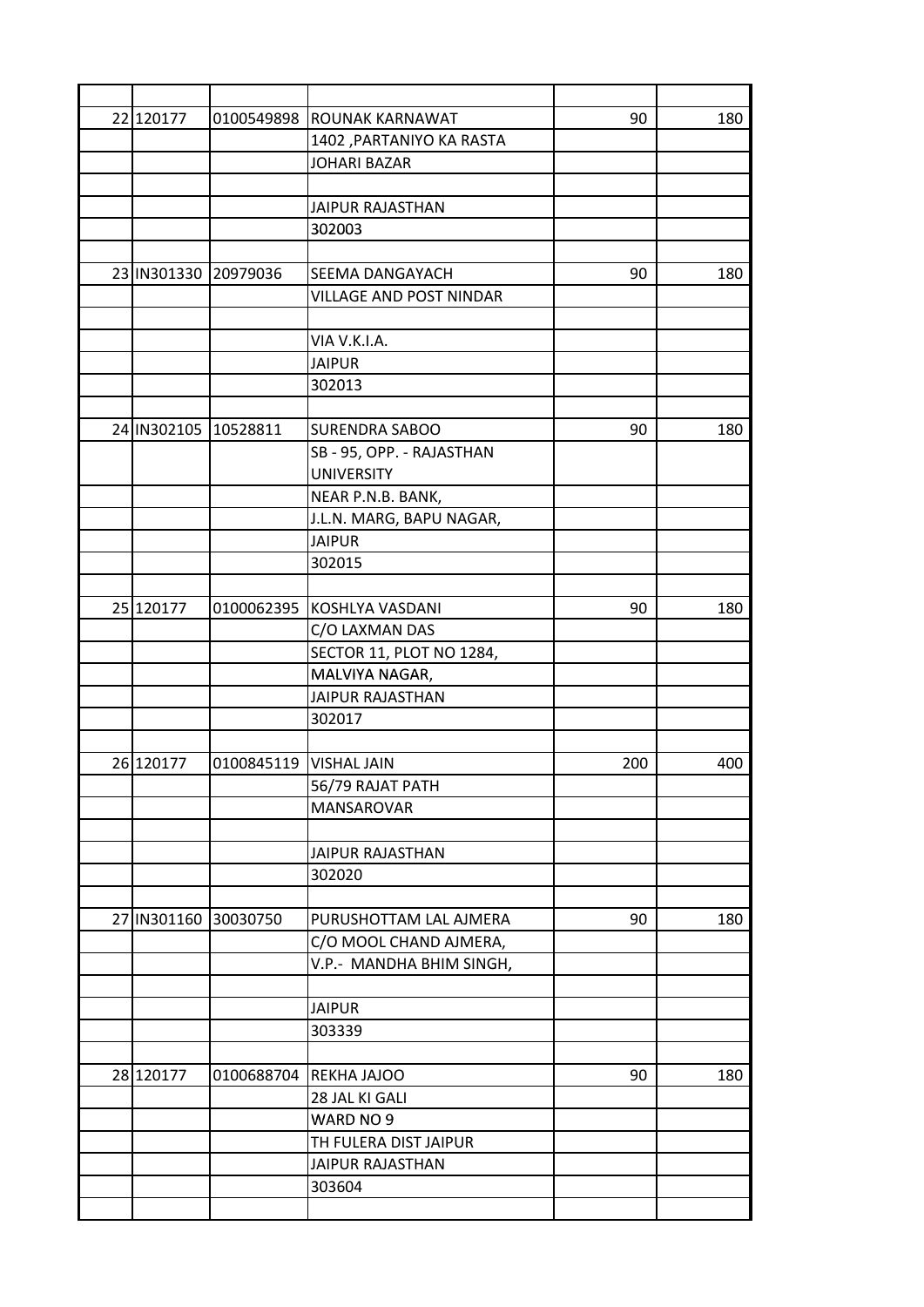| | | | | | |
|---|---|---|---|---|---|
| 22 | 120177 | 0100549898 | ROUNAK KARNAWAT | 90 | 180 |
| | | | 1402 ,PARTANIYO KA RASTA | | |
| | | | JOHARI BAZAR | | |
| | | | | | |
| | | | JAIPUR RAJASTHAN | | |
| | | | 302003 | | |
| | | | | | |
| 23 | IN301330 | 20979036 | SEEMA DANGAYACH | 90 | 180 |
| | | | VILLAGE AND POST NINDAR | | |
| | | | | | |
| | | | VIA V.K.I.A. | | |
| | | | JAIPUR | | |
| | | | 302013 | | |
| | | | | | |
| 24 | IN302105 | 10528811 | SURENDRA SABOO | 90 | 180 |
| | | | SB - 95, OPP. - RAJASTHAN UNIVERSITY | | |
| | | | NEAR P.N.B. BANK, | | |
| | | | J.L.N. MARG, BAPU NAGAR, | | |
| | | | JAIPUR | | |
| | | | 302015 | | |
| | | | | | |
| 25 | 120177 | 0100062395 | KOSHLYA VASDANI | 90 | 180 |
| | | | C/O LAXMAN DAS | | |
| | | | SECTOR 11, PLOT NO 1284, | | |
| | | | MALVIYA NAGAR, | | |
| | | | JAIPUR RAJASTHAN | | |
| | | | 302017 | | |
| | | | | | |
| 26 | 120177 | 0100845119 | VISHAL JAIN | 200 | 400 |
| | | | 56/79 RAJAT PATH | | |
| | | | MANSAROVAR | | |
| | | | | | |
| | | | JAIPUR RAJASTHAN | | |
| | | | 302020 | | |
| | | | | | |
| 27 | IN301160 | 30030750 | PURUSHOTTAM LAL AJMERA | 90 | 180 |
| | | | C/O MOOL CHAND AJMERA, | | |
| | | | V.P.- MANDHA BHIM SINGH, | | |
| | | | | | |
| | | | JAIPUR | | |
| | | | 303339 | | |
| | | | | | |
| 28 | 120177 | 0100688704 | REKHA JAJOO | 90 | 180 |
| | | | 28 JAL KI GALI | | |
| | | | WARD NO 9 | | |
| | | | TH FULERA DIST JAIPUR | | |
| | | | JAIPUR RAJASTHAN | | |
| | | | 303604 | | |
| | | | | | |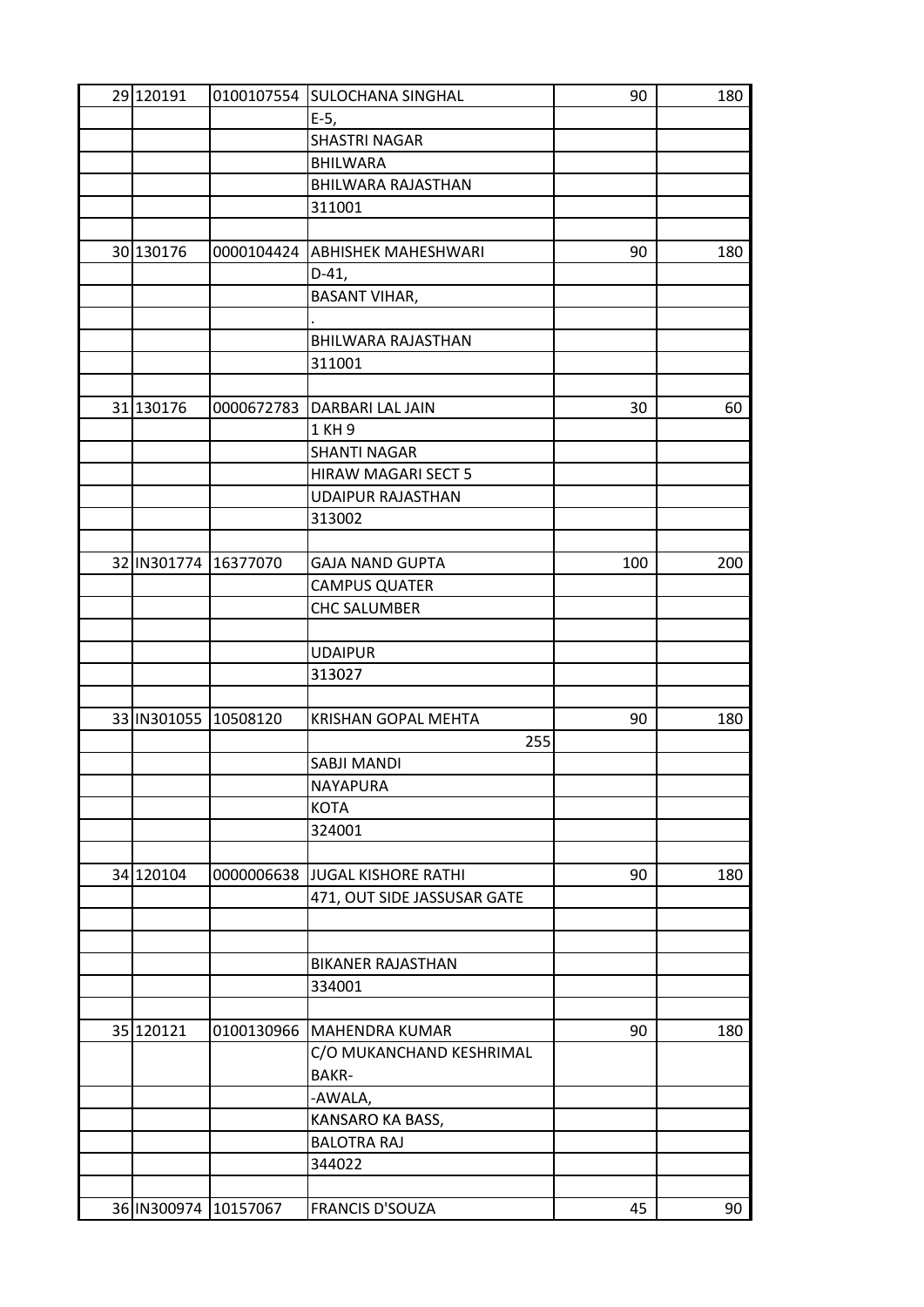| | | | | | |
|---|---|---|---|---|---|
| 29 | 120191 | 0100107554 | SULOCHANA SINGHAL | 90 | 180 |
| | | | E-5, | | |
| | | | SHASTRI NAGAR | | |
| | | | BHILWARA | | |
| | | | BHILWARA RAJASTHAN | | |
| | | | 311001 | | |
| | | | | | |
| 30 | 130176 | 0000104424 | ABHISHEK MAHESHWARI | 90 | 180 |
| | | | D-41, | | |
| | | | BASANT VIHAR, | | |
| | | | . | | |
| | | | BHILWARA RAJASTHAN | | |
| | | | 311001 | | |
| | | | | | |
| 31 | 130176 | 0000672783 | DARBARI LAL JAIN | 30 | 60 |
| | | | 1 KH 9 | | |
| | | | SHANTI NAGAR | | |
| | | | HIRAW MAGARI SECT 5 | | |
| | | | UDAIPUR RAJASTHAN | | |
| | | | 313002 | | |
| | | | | | |
| 32 | IN301774 | 16377070 | GAJA NAND GUPTA | 100 | 200 |
| | | | CAMPUS QUATER | | |
| | | | CHC SALUMBER | | |
| | | | | | |
| | | | UDAIPUR | | |
| | | | 313027 | | |
| | | | | | |
| 33 | IN301055 | 10508120 | KRISHAN GOPAL MEHTA | 90 | 180 |
| | | | 255 | | |
| | | | SABJI MANDI | | |
| | | | NAYAPURA | | |
| | | | KOTA | | |
| | | | 324001 | | |
| | | | | | |
| 34 | 120104 | 0000006638 | JUGAL KISHORE RATHI | 90 | 180 |
| | | | 471, OUT SIDE JASSUSAR GATE | | |
| | | | | | |
| | | | | | |
| | | | BIKANER RAJASTHAN | | |
| | | | 334001 | | |
| | | | | | |
| 35 | 120121 | 0100130966 | MAHENDRA KUMAR | 90 | 180 |
| | | | C/O MUKANCHAND KESHRIMAL BAKR- | | |
| | | | -AWALA, | | |
| | | | KANSARO KA BASS, | | |
| | | | BALOTRA RAJ | | |
| | | | 344022 | | |
| | | | | | |
| 36 | IN300974 | 10157067 | FRANCIS D'SOUZA | 45 | 90 |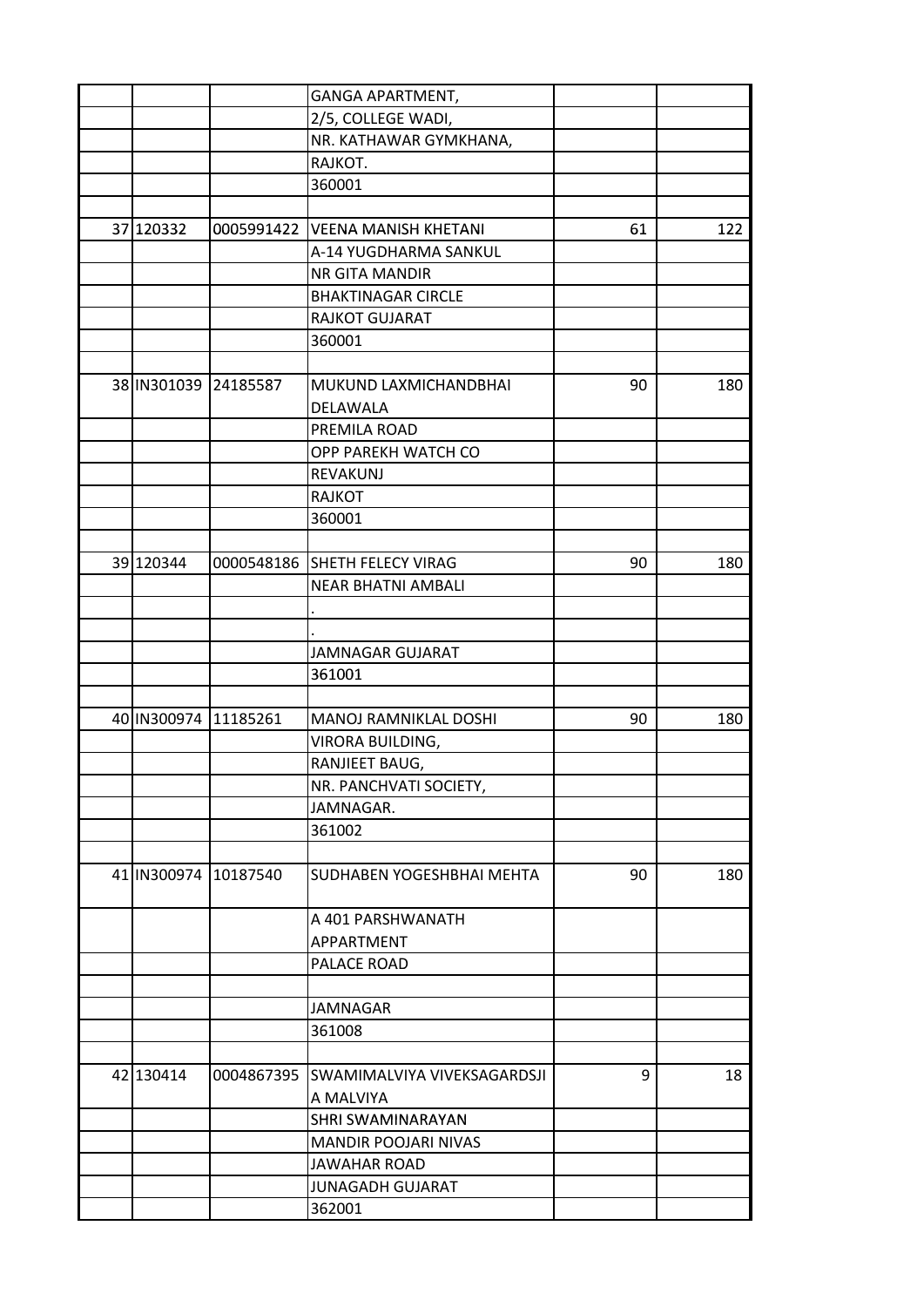| | | | | | |
|---|---|---|---|---|---|
| | | | GANGA APARTMENT, | | |
| | | | 2/5, COLLEGE WADI, | | |
| | | | NR. KATHAWAR GYMKHANA, | | |
| | | | RAJKOT. | | |
| | | | 360001 | | |
| | | | | | |
| 37 | 120332 | 0005991422 | VEENA MANISH KHETANI | 61 | 122 |
| | | | A-14 YUGDHARMA SANKUL | | |
| | | | NR GITA MANDIR | | |
| | | | BHAKTINAGAR CIRCLE | | |
| | | | RAJKOT GUJARAT | | |
| | | | 360001 | | |
| | | | | | |
| 38 | IN301039 | 24185587 | MUKUND LAXMICHANDBHAI DELAWALA | 90 | 180 |
| | | | PREMILA ROAD | | |
| | | | OPP PAREKH WATCH CO | | |
| | | | REVAKUNJ | | |
| | | | RAJKOT | | |
| | | | 360001 | | |
| | | | | | |
| 39 | 120344 | 0000548186 | SHETH FELECY VIRAG | 90 | 180 |
| | | | NEAR BHATNI AMBALI | | |
| | | | . | | |
| | | | . | | |
| | | | JAMNAGAR GUJARAT | | |
| | | | 361001 | | |
| | | | | | |
| 40 | IN300974 | 11185261 | MANOJ RAMNIKLAL DOSHI | 90 | 180 |
| | | | VIRORA BUILDING, | | |
| | | | RANJIEET BAUG, | | |
| | | | NR. PANCHVATI SOCIETY, | | |
| | | | JAMNAGAR. | | |
| | | | 361002 | | |
| | | | | | |
| 41 | IN300974 | 10187540 | SUDHABEN YOGESHBHAI MEHTA | 90 | 180 |
| | | | A 401 PARSHWANATH APPARTMENT | | |
| | | | PALACE ROAD | | |
| | | | | | |
| | | | JAMNAGAR | | |
| | | | 361008 | | |
| | | | | | |
| 42 | 130414 | 0004867395 | SWAMIMALVIYA VIVEKSAGARDSJI A MALVIYA | 9 | 18 |
| | | | SHRI SWAMINARAYAN | | |
| | | | MANDIR POOJARI NIVAS | | |
| | | | JAWAHAR ROAD | | |
| | | | JUNAGADH GUJARAT | | |
| | | | 362001 | | |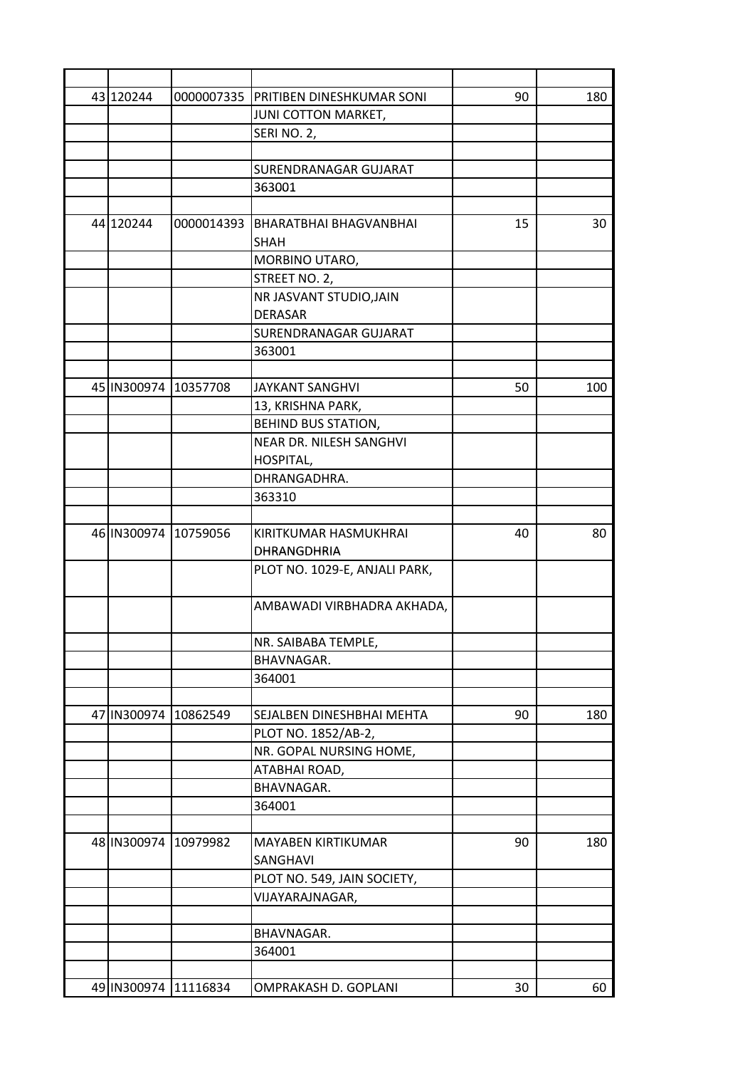| | | | | | |
|---|---|---|---|---|---|
| 43 | 120244 | 0000007335 | PRITIBEN DINESHKUMAR SONI | 90 | 180 |
| | | | JUNI COTTON MARKET, | | |
| | | | SERI NO. 2, | | |
| | | | | | |
| | | | SURENDRANAGAR GUJARAT | | |
| | | | 363001 | | |
| | | | | | |
| 44 | 120244 | 0000014393 | BHARATBHAI BHAGVANBHAI SHAH | 15 | 30 |
| | | | MORBINO UTARO, | | |
| | | | STREET NO. 2, | | |
| | | | NR JASVANT STUDIO,JAIN DERASAR | | |
| | | | SURENDRANAGAR GUJARAT | | |
| | | | 363001 | | |
| | | | | | |
| 45 | IN300974 | 10357708 | JAYKANT SANGHVI | 50 | 100 |
| | | | 13, KRISHNA PARK, | | |
| | | | BEHIND BUS STATION, | | |
| | | | NEAR DR. NILESH SANGHVI HOSPITAL, | | |
| | | | DHRANGADHRA. | | |
| | | | 363310 | | |
| | | | | | |
| 46 | IN300974 | 10759056 | KIRITKUMAR HASMUKHRAI DHRANGDHRIA | 40 | 80 |
| | | | PLOT NO. 1029-E, ANJALI PARK, | | |
| | | | AMBAWADI VIRBHADRA AKHADA, | | |
| | | | NR. SAIBABA TEMPLE, | | |
| | | | BHAVNAGAR. | | |
| | | | 364001 | | |
| | | | | | |
| 47 | IN300974 | 10862549 | SEJALBEN DINESHBHAI MEHTA | 90 | 180 |
| | | | PLOT NO. 1852/AB-2, | | |
| | | | NR. GOPAL NURSING HOME, | | |
| | | | ATABHAI ROAD, | | |
| | | | BHAVNAGAR. | | |
| | | | 364001 | | |
| | | | | | |
| 48 | IN300974 | 10979982 | MAYABEN KIRTIKUMAR SANGHAVI | 90 | 180 |
| | | | PLOT NO. 549, JAIN SOCIETY, | | |
| | | | VIJAYARAJNAGAR, | | |
| | | | | | |
| | | | BHAVNAGAR. | | |
| | | | 364001 | | |
| | | | | | |
| 49 | IN300974 | 11116834 | OMPRAKASH D. GOPLANI | 30 | 60 |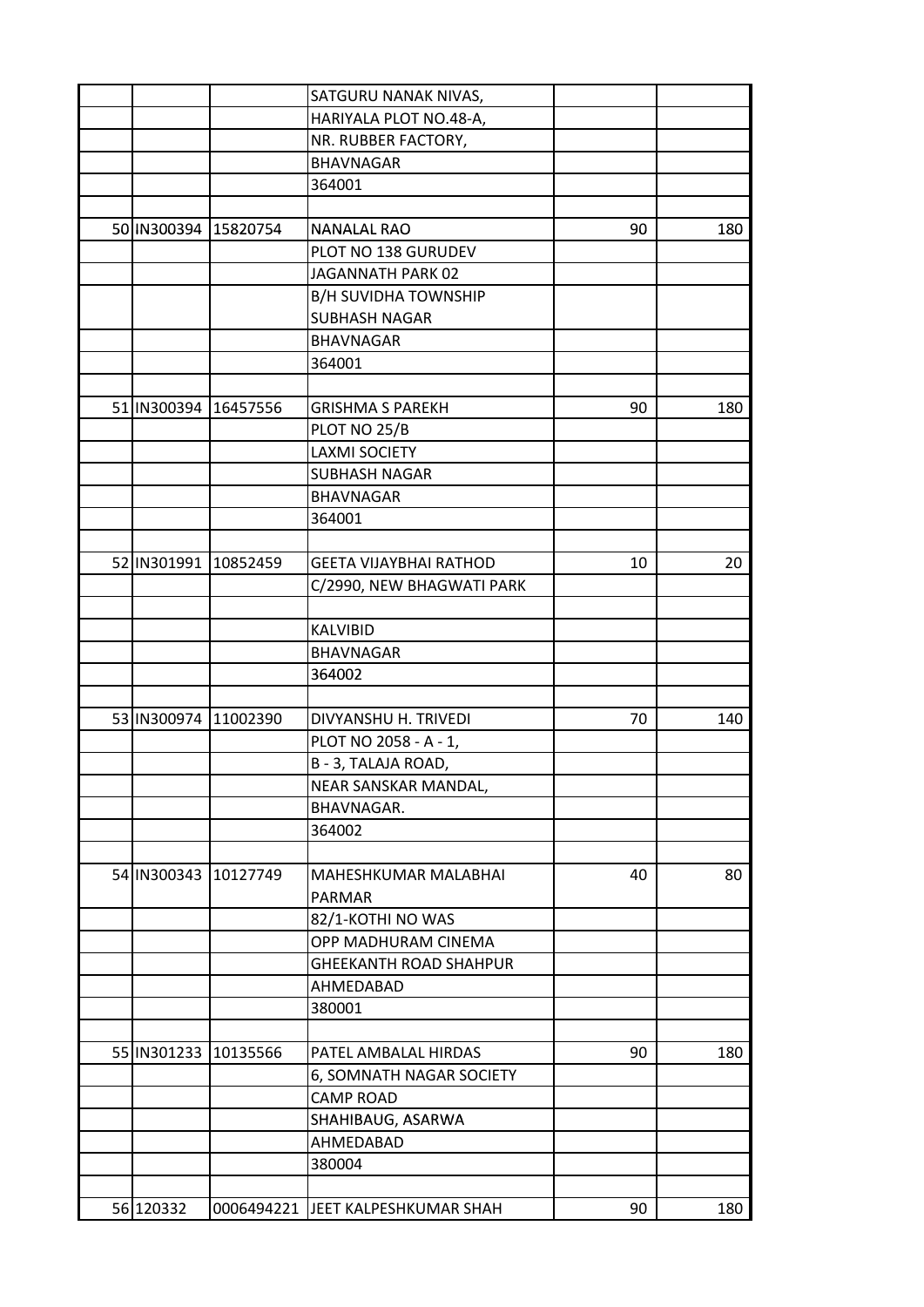| | | | | | |
|---|---|---|---|---|---|
| | | | SATGURU NANAK NIVAS, | | |
| | | | HARIYALA PLOT NO.48-A, | | |
| | | | NR. RUBBER FACTORY, | | |
| | | | BHAVNAGAR | | |
| | | | 364001 | | |
| | | | | | |
| 50 | IN300394 | 15820754 | NANALAL RAO | 90 | 180 |
| | | | PLOT NO 138 GURUDEV | | |
| | | | JAGANNATH PARK 02 | | |
| | | | B/H SUVIDHA TOWNSHIP | | |
| | | | SUBHASH NAGAR | | |
| | | | BHAVNAGAR | | |
| | | | 364001 | | |
| | | | | | |
| 51 | IN300394 | 16457556 | GRISHMA S PAREKH | 90 | 180 |
| | | | PLOT NO 25/B | | |
| | | | LAXMI SOCIETY | | |
| | | | SUBHASH NAGAR | | |
| | | | BHAVNAGAR | | |
| | | | 364001 | | |
| | | | | | |
| 52 | IN301991 | 10852459 | GEETA VIJAYBHAI RATHOD | 10 | 20 |
| | | | C/2990, NEW BHAGWATI PARK | | |
| | | | | | |
| | | | KALVIBID | | |
| | | | BHAVNAGAR | | |
| | | | 364002 | | |
| | | | | | |
| 53 | IN300974 | 11002390 | DIVYANSHU H. TRIVEDI | 70 | 140 |
| | | | PLOT NO 2058 - A - 1, | | |
| | | | B - 3, TALAJA ROAD, | | |
| | | | NEAR SANSKAR MANDAL, | | |
| | | | BHAVNAGAR. | | |
| | | | 364002 | | |
| | | | | | |
| 54 | IN300343 | 10127749 | MAHESHKUMAR MALABHAI PARMAR | 40 | 80 |
| | | | 82/1-KOTHI NO WAS | | |
| | | | OPP MADHURAM CINEMA | | |
| | | | GHEEKANTH ROAD SHAHPUR | | |
| | | | AHMEDABAD | | |
| | | | 380001 | | |
| | | | | | |
| 55 | IN301233 | 10135566 | PATEL AMBALAL HIRDAS | 90 | 180 |
| | | | 6, SOMNATH NAGAR SOCIETY | | |
| | | | CAMP ROAD | | |
| | | | SHAHIBAUG, ASARWA | | |
| | | | AHMEDABAD | | |
| | | | 380004 | | |
| | | | | | |
| 56 | 120332 | 0006494221 | JEET KALPESHKUMAR SHAH | 90 | 180 |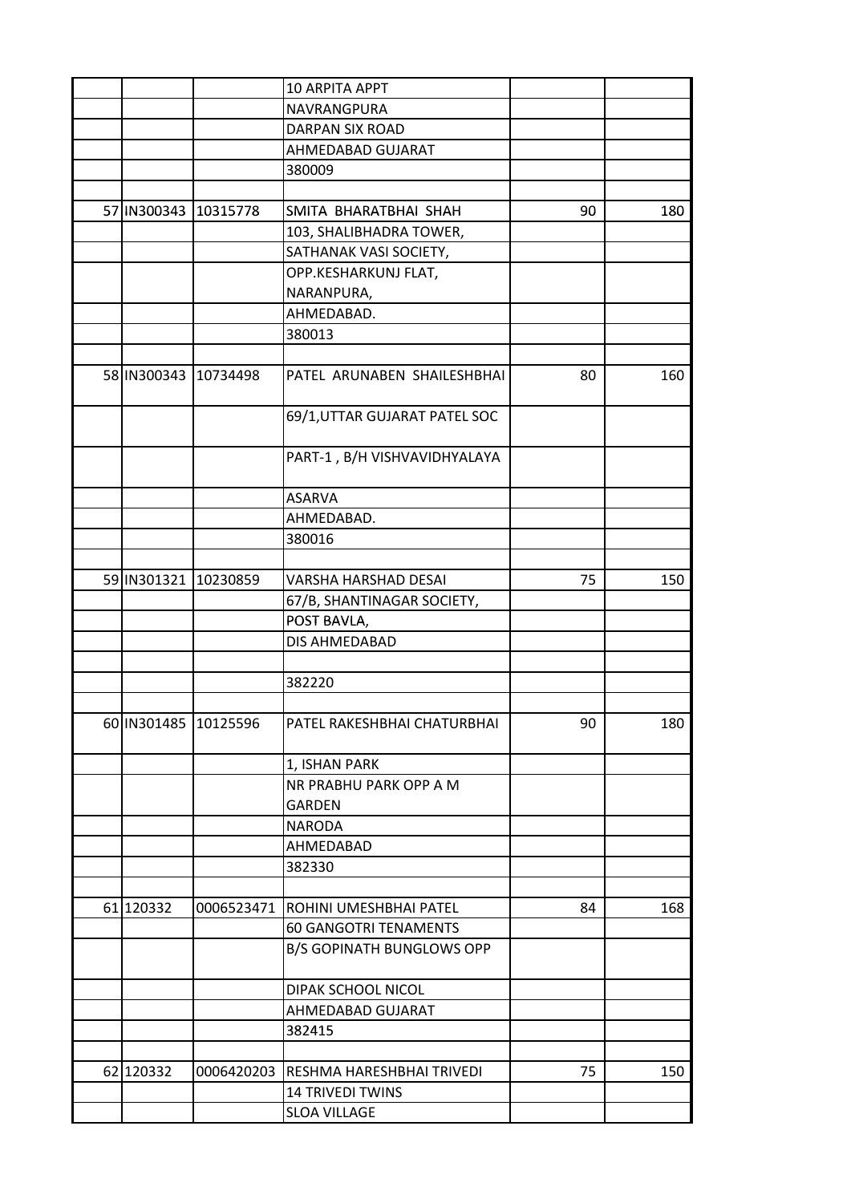| | | | | | |
|---|---|---|---|---|---|
| | | | 10 ARPITA APPT | | |
| | | | NAVRANGPURA | | |
| | | | DARPAN SIX ROAD | | |
| | | | AHMEDABAD GUJARAT | | |
| | | | 380009 | | |
| | | | | | |
| 57 | IN300343 | 10315778 | SMITA BHARATBHAI SHAH | 90 | 180 |
| | | | 103, SHALIBHADRA TOWER, | | |
| | | | SATHANAK VASI SOCIETY, | | |
| | | | OPP.KESHARKUNJ FLAT, NARANPURA, | | |
| | | | AHMEDABAD. | | |
| | | | 380013 | | |
| | | | | | |
| 58 | IN300343 | 10734498 | PATEL ARUNABEN SHAILESHBHAI | 80 | 160 |
| | | | 69/1,UTTAR GUJARAT PATEL SOC | | |
| | | | PART-1 , B/H VISHVAVIDHYALAYA | | |
| | | | ASARVA | | |
| | | | AHMEDABAD. | | |
| | | | 380016 | | |
| | | | | | |
| 59 | IN301321 | 10230859 | VARSHA HARSHAD DESAI | 75 | 150 |
| | | | 67/B, SHANTINAGAR SOCIETY, | | |
| | | | POST BAVLA, | | |
| | | | DIS AHMEDABAD | | |
| | | | | | |
| | | | 382220 | | |
| | | | | | |
| 60 | IN301485 | 10125596 | PATEL RAKESHBHAI CHATURBHAI | 90 | 180 |
| | | | 1, ISHAN PARK | | |
| | | | NR PRABHU PARK OPP A M GARDEN | | |
| | | | NARODA | | |
| | | | AHMEDABAD | | |
| | | | 382330 | | |
| | | | | | |
| 61 | 120332 | 0006523471 | ROHINI UMESHBHAI PATEL | 84 | 168 |
| | | | 60 GANGOTRI TENAMENTS | | |
| | | | B/S GOPINATH BUNGLOWS OPP | | |
| | | | DIPAK SCHOOL NICOL | | |
| | | | AHMEDABAD GUJARAT | | |
| | | | 382415 | | |
| | | | | | |
| 62 | 120332 | 0006420203 | RESHMA HARESHBHAI TRIVEDI | 75 | 150 |
| | | | 14 TRIVEDI TWINS | | |
| | | | SLOA VILLAGE | | |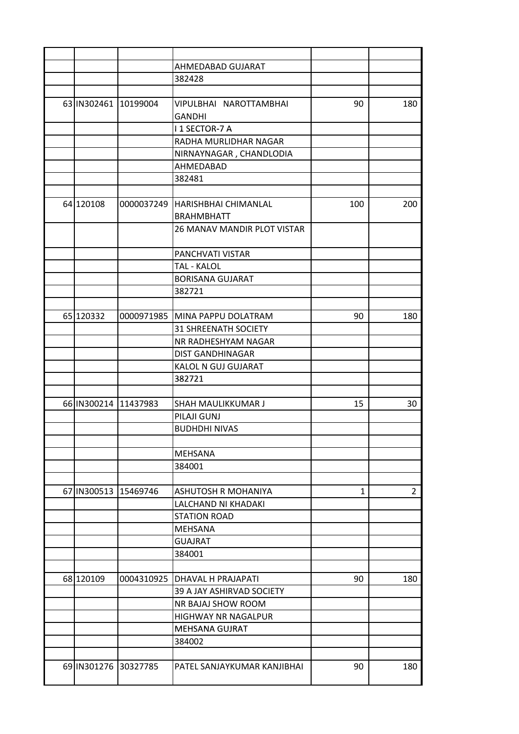| | | | | | |
|---|---|---|---|---|---|
| | | | AHMEDABAD GUJARAT | | |
| | | | 382428 | | |
| | | | | | |
| 63 | IN302461 | 10199004 | VIPULBHAI NAROTTAMBHAI GANDHI | 90 | 180 |
| | | | I 1 SECTOR-7 A | | |
| | | | RADHA MURLIDHAR NAGAR | | |
| | | | NIRNAYNAGAR , CHANDLODIA | | |
| | | | AHMEDABAD | | |
| | | | 382481 | | |
| | | | | | |
| 64 | 120108 | 0000037249 | HARISHBHAI CHIMANLAL BRAHMBHATT | 100 | 200 |
| | | | 26 MANAV MANDIR PLOT VISTAR | | |
| | | | PANCHVATI VISTAR | | |
| | | | TAL - KALOL | | |
| | | | BORISANA GUJARAT | | |
| | | | 382721 | | |
| | | | | | |
| 65 | 120332 | 0000971985 | MINA PAPPU DOLATRAM | 90 | 180 |
| | | | 31 SHREENATH SOCIETY | | |
| | | | NR RADHESHYAM NAGAR | | |
| | | | DIST GANDHINAGAR | | |
| | | | KALOL N GUJ GUJARAT | | |
| | | | 382721 | | |
| | | | | | |
| 66 | IN300214 | 11437983 | SHAH MAULIKKUMAR J | 15 | 30 |
| | | | PILAJI GUNJ | | |
| | | | BUDHDHI NIVAS | | |
| | | | | | |
| | | | MEHSANA | | |
| | | | 384001 | | |
| | | | | | |
| 67 | IN300513 | 15469746 | ASHUTOSH R MOHANIYA | 1 | 2 |
| | | | LALCHAND NI KHADAKI | | |
| | | | STATION ROAD | | |
| | | | MEHSANA | | |
| | | | GUAJRAT | | |
| | | | 384001 | | |
| | | | | | |
| 68 | 120109 | 0004310925 | DHAVAL H PRAJAPATI | 90 | 180 |
| | | | 39 A JAY ASHIRVAD SOCIETY | | |
| | | | NR BAJAJ SHOW ROOM | | |
| | | | HIGHWAY NR NAGALPUR | | |
| | | | MEHSANA GUJRAT | | |
| | | | 384002 | | |
| | | | | | |
| 69 | IN301276 | 30327785 | PATEL SANJAYKUMAR KANJIBHAI | 90 | 180 |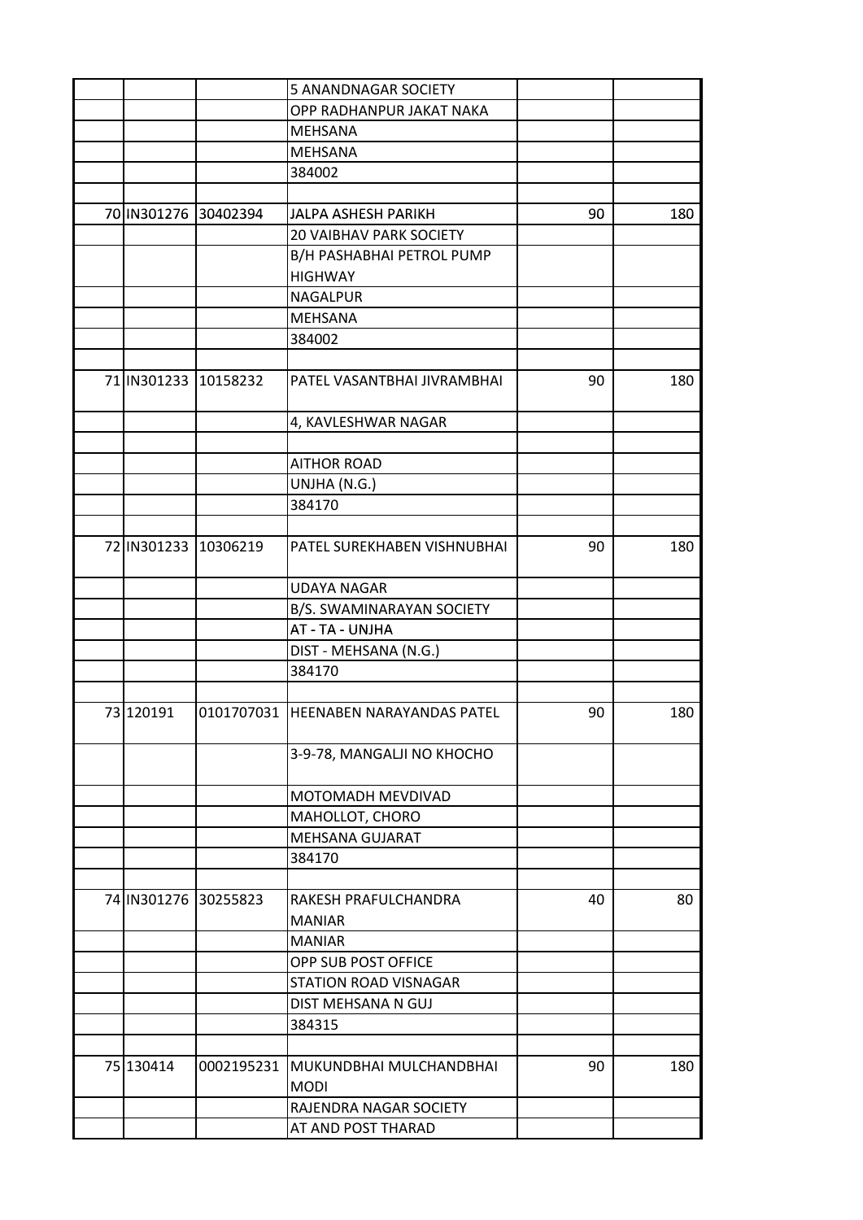| | | | | | |
|---|---|---|---|---|---|
| | | | 5 ANANDNAGAR SOCIETY | | |
| | | | OPP RADHANPUR JAKAT NAKA | | |
| | | | MEHSANA | | |
| | | | MEHSANA | | |
| | | | 384002 | | |
| | | | | | |
| 70 | IN301276 | 30402394 | JALPA ASHESH PARIKH | 90 | 180 |
| | | | 20 VAIBHAV PARK SOCIETY | | |
| | | | B/H PASHABHAI PETROL PUMP HIGHWAY | | |
| | | | NAGALPUR | | |
| | | | MEHSANA | | |
| | | | 384002 | | |
| | | | | | |
| 71 | IN301233 | 10158232 | PATEL VASANTBHAI JIVRAMBHAI | 90 | 180 |
| | | | 4, KAVLESHWAR NAGAR | | |
| | | | | | |
| | | | AITHOR ROAD | | |
| | | | UNJHA (N.G.) | | |
| | | | 384170 | | |
| | | | | | |
| 72 | IN301233 | 10306219 | PATEL SUREKHABEN VISHNUBHAI | 90 | 180 |
| | | | UDAYA NAGAR | | |
| | | | B/S. SWAMINARAYAN SOCIETY | | |
| | | | AT - TA - UNJHA | | |
| | | | DIST - MEHSANA (N.G.) | | |
| | | | 384170 | | |
| | | | | | |
| 73 | 120191 | 0101707031 | HEENABEN NARAYANDAS PATEL | 90 | 180 |
| | | | 3-9-78, MANGALJI NO KHOCHO | | |
| | | | MOTOMADH MEVDIVAD | | |
| | | | MAHOLLOT, CHORO | | |
| | | | MEHSANA GUJARAT | | |
| | | | 384170 | | |
| | | | | | |
| 74 | IN301276 | 30255823 | RAKESH PRAFULCHANDRA MANIAR | 40 | 80 |
| | | | MANIAR | | |
| | | | OPP SUB POST OFFICE | | |
| | | | STATION ROAD VISNAGAR | | |
| | | | DIST MEHSANA N GUJ | | |
| | | | 384315 | | |
| | | | | | |
| 75 | 130414 | 0002195231 | MUKUNDBHAI MULCHANDBHAI MODI | 90 | 180 |
| | | | RAJENDRA NAGAR SOCIETY | | |
| | | | AT AND POST THARAD | | |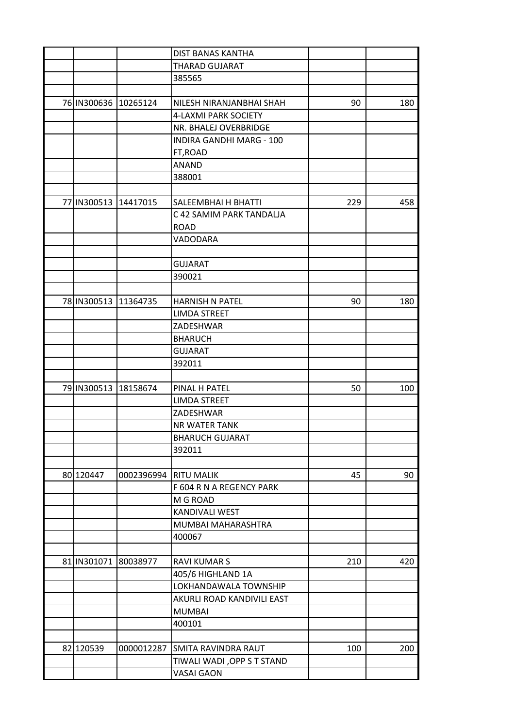| | | | | | |
|---|---|---|---|---|---|
| | | | DIST BANAS KANTHA | | |
| | | | THARAD GUJARAT | | |
| | | | 385565 | | |
| | | | | | |
| 76 | IN300636 | 10265124 | NILESH NIRANJANBHAI SHAH | 90 | 180 |
| | | | 4-LAXMI PARK SOCIETY | | |
| | | | NR. BHALEJ OVERBRIDGE | | |
| | | | INDIRA GANDHI MARG - 100 FT,ROAD | | |
| | | | ANAND | | |
| | | | 388001 | | |
| | | | | | |
| 77 | IN300513 | 14417015 | SALEEMBHAI H BHATTI | 229 | 458 |
| | | | C 42 SAMIM PARK TANDALJA ROAD | | |
| | | | VADODARA | | |
| | | | | | |
| | | | GUJARAT | | |
| | | | 390021 | | |
| | | | | | |
| 78 | IN300513 | 11364735 | HARNISH N PATEL | 90 | 180 |
| | | | LIMDA STREET | | |
| | | | ZADESHWAR | | |
| | | | BHARUCH | | |
| | | | GUJARAT | | |
| | | | 392011 | | |
| | | | | | |
| 79 | IN300513 | 18158674 | PINAL H PATEL | 50 | 100 |
| | | | LIMDA STREET | | |
| | | | ZADESHWAR | | |
| | | | NR WATER TANK | | |
| | | | BHARUCH GUJARAT | | |
| | | | 392011 | | |
| | | | | | |
| 80 | 120447 | 0002396994 | RITU MALIK | 45 | 90 |
| | | | F 604 R N A REGENCY PARK | | |
| | | | M G ROAD | | |
| | | | KANDIVALI WEST | | |
| | | | MUMBAI MAHARASHTRA | | |
| | | | 400067 | | |
| | | | | | |
| 81 | IN301071 | 80038977 | RAVI KUMAR S | 210 | 420 |
| | | | 405/6 HIGHLAND 1A | | |
| | | | LOKHANDAWALA TOWNSHIP | | |
| | | | AKURLI ROAD KANDIVILI EAST | | |
| | | | MUMBAI | | |
| | | | 400101 | | |
| | | | | | |
| 82 | 120539 | 0000012287 | SMITA RAVINDRA RAUT | 100 | 200 |
| | | | TIWALI WADI ,OPP S T STAND | | |
| | | | VASAI GAON | | |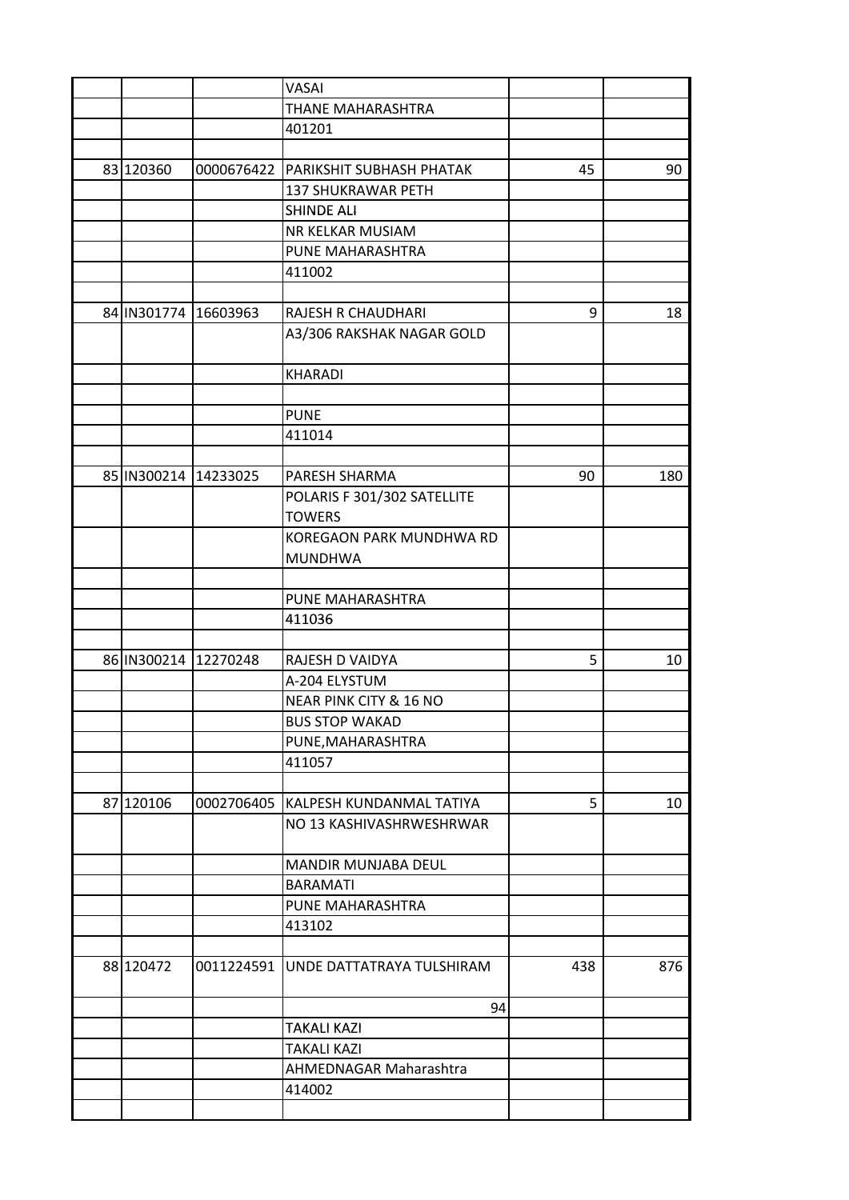| | | | | | |
|---|---|---|---|---|---|
| | | | VASAI | | |
| | | | THANE MAHARASHTRA | | |
| | | | 401201 | | |
| | | | | | |
| 83 | 120360 | 0000676422 | PARIKSHIT SUBHASH PHATAK | 45 | 90 |
| | | | 137 SHUKRAWAR PETH | | |
| | | | SHINDE ALI | | |
| | | | NR KELKAR MUSIAM | | |
| | | | PUNE MAHARASHTRA | | |
| | | | 411002 | | |
| | | | | | |
| 84 | IN301774 | 16603963 | RAJESH R CHAUDHARI | 9 | 18 |
| | | | A3/306 RAKSHAK NAGAR GOLD | | |
| | | | KHARADI | | |
| | | | | | |
| | | | PUNE | | |
| | | | 411014 | | |
| | | | | | |
| 85 | IN300214 | 14233025 | PARESH SHARMA | 90 | 180 |
| | | | POLARIS F 301/302 SATELLITE TOWERS | | |
| | | | KOREGAON PARK MUNDHWA RD MUNDHWA | | |
| | | | | | |
| | | | PUNE MAHARASHTRA | | |
| | | | 411036 | | |
| | | | | | |
| 86 | IN300214 | 12270248 | RAJESH D VAIDYA | 5 | 10 |
| | | | A-204 ELYSTUM | | |
| | | | NEAR PINK CITY & 16 NO | | |
| | | | BUS STOP WAKAD | | |
| | | | PUNE,MAHARASHTRA | | |
| | | | 411057 | | |
| | | | | | |
| 87 | 120106 | 0002706405 | KALPESH KUNDANMAL TATIYA | 5 | 10 |
| | | | NO 13 KASHIVASHRWESHRWAR | | |
| | | | MANDIR MUNJABA DEUL | | |
| | | | BARAMATI | | |
| | | | PUNE MAHARASHTRA | | |
| | | | 413102 | | |
| | | | | | |
| 88 | 120472 | 0011224591 | UNDE DATTATRAYA TULSHIRAM | 438 | 876 |
| | | | 94 | | |
| | | | TAKALI KAZI | | |
| | | | TAKALI KAZI | | |
| | | | AHMEDNAGAR Maharashtra | | |
| | | | 414002 | | |
| | | | | | |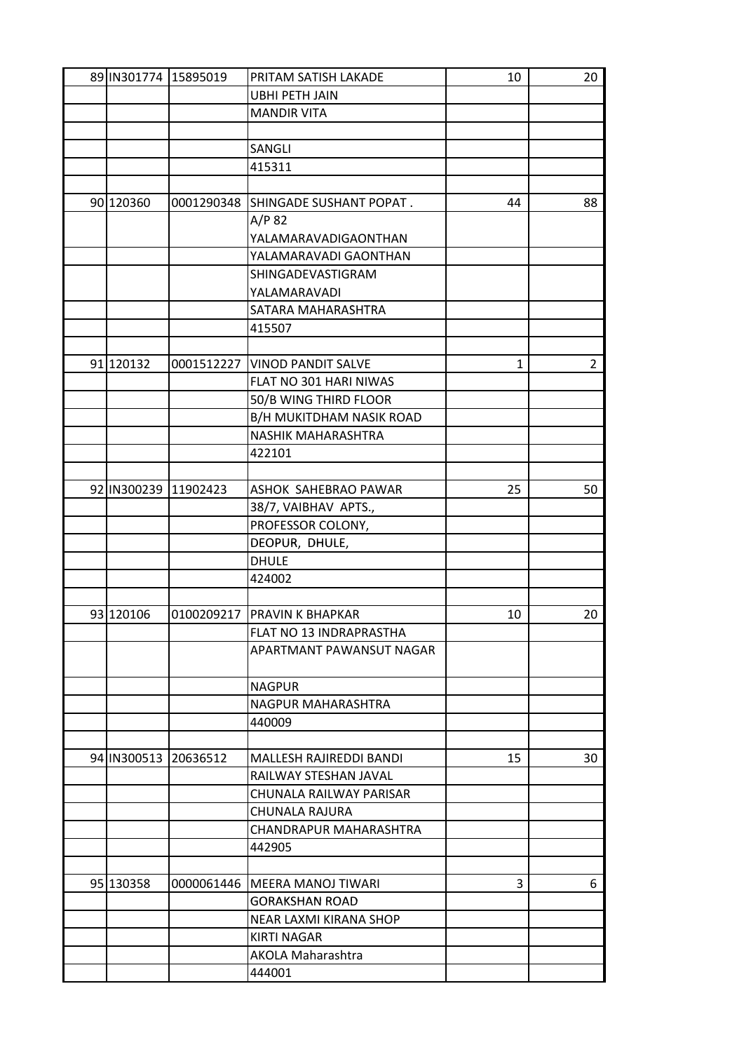| | | | | | |
|---|---|---|---|---|---|
| 89 | IN301774 | 15895019 | PRITAM SATISH LAKADE | 10 | 20 |
| | | | UBHI PETH JAIN | | |
| | | | MANDIR VITA | | |
| | | | | | |
| | | | SANGLI | | |
| | | | 415311 | | |
| | | | | | |
| 90 | 120360 | 0001290348 | SHINGADE SUSHANT POPAT . | 44 | 88 |
| | | | A/P 82 | | |
| | | | YALAMARAVADIGAONTHAN | | |
| | | | YALAMARAVADI GAONTHAN | | |
| | | | SHINGADEVASTIGRAM | | |
| | | | YALAMARAVADI | | |
| | | | SATARA MAHARASHTRA | | |
| | | | 415507 | | |
| | | | | | |
| 91 | 120132 | 0001512227 | VINOD PANDIT SALVE | 1 | 2 |
| | | | FLAT NO 301 HARI NIWAS | | |
| | | | 50/B WING THIRD FLOOR | | |
| | | | B/H MUKITDHAM NASIK ROAD | | |
| | | | NASHIK MAHARASHTRA | | |
| | | | 422101 | | |
| | | | | | |
| 92 | IN300239 | 11902423 | ASHOK SAHEBRAO PAWAR | 25 | 50 |
| | | | 38/7, VAIBHAV APTS., | | |
| | | | PROFESSOR COLONY, | | |
| | | | DEOPUR, DHULE, | | |
| | | | DHULE | | |
| | | | 424002 | | |
| | | | | | |
| 93 | 120106 | 0100209217 | PRAVIN K BHAPKAR | 10 | 20 |
| | | | FLAT NO 13 INDRAPRASTHA | | |
| | | | APARTMANT PAWANSUT NAGAR | | |
| | | | NAGPUR | | |
| | | | NAGPUR MAHARASHTRA | | |
| | | | 440009 | | |
| | | | | | |
| 94 | IN300513 | 20636512 | MALLESH RAJIREDDI BANDI | 15 | 30 |
| | | | RAILWAY STESHAN JAVAL | | |
| | | | CHUNALA RAILWAY PARISAR | | |
| | | | CHUNALA RAJURA | | |
| | | | CHANDRAPUR MAHARASHTRA | | |
| | | | 442905 | | |
| | | | | | |
| 95 | 130358 | 0000061446 | MEERA MANOJ TIWARI | 3 | 6 |
| | | | GORAKSHAN ROAD | | |
| | | | NEAR LAXMI KIRANA SHOP | | |
| | | | KIRTI NAGAR | | |
| | | | AKOLA Maharashtra | | |
| | | | 444001 | | |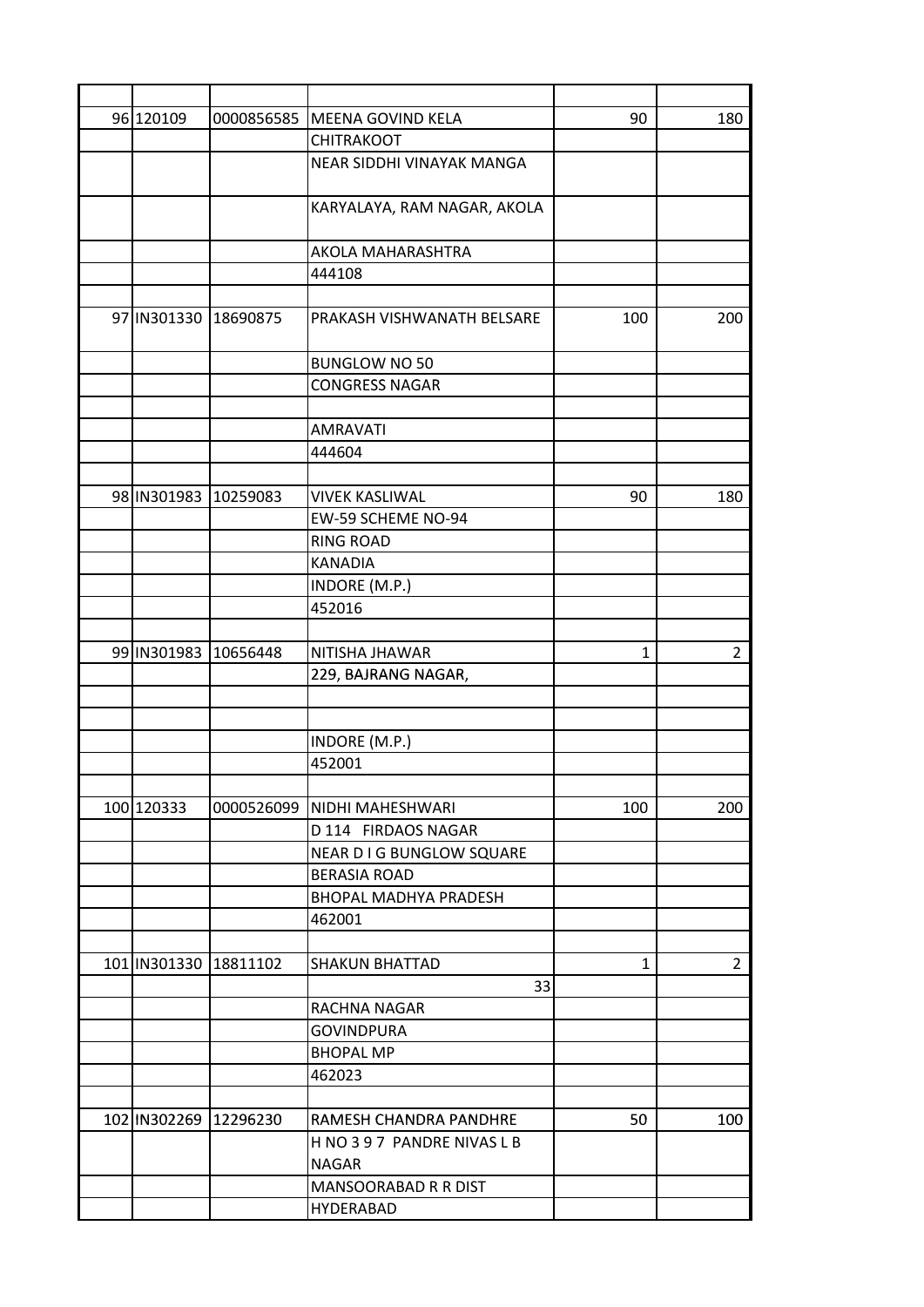| | | | | | |
|---|---|---|---|---|---|
| 96 | 120109 | 0000856585 | MEENA GOVIND KELA | 90 | 180 |
| | | | CHITRAKOOT | | |
| | | | NEAR SIDDHI VINAYAK MANGA | | |
| | | | KARYALAYA, RAM NAGAR, AKOLA | | |
| | | | AKOLA MAHARASHTRA | | |
| | | | 444108 | | |
| | | | | | |
| 97 | IN301330 | 18690875 | PRAKASH VISHWANATH BELSARE | 100 | 200 |
| | | | BUNGLOW NO 50 | | |
| | | | CONGRESS NAGAR | | |
| | | | | | |
| | | | AMRAVATI | | |
| | | | 444604 | | |
| | | | | | |
| 98 | IN301983 | 10259083 | VIVEK KASLIWAL | 90 | 180 |
| | | | EW-59 SCHEME NO-94 | | |
| | | | RING ROAD | | |
| | | | KANADIA | | |
| | | | INDORE (M.P.) | | |
| | | | 452016 | | |
| | | | | | |
| 99 | IN301983 | 10656448 | NITISHA JHAWAR | 1 | 2 |
| | | | 229, BAJRANG NAGAR, | | |
| | | | | | |
| | | | | | |
| | | | INDORE (M.P.) | | |
| | | | 452001 | | |
| | | | | | |
| 100 | 120333 | 0000526099 | NIDHI MAHESHWARI | 100 | 200 |
| | | | D 114 FIRDAOS NAGAR | | |
| | | | NEAR D I G BUNGLOW SQUARE | | |
| | | | BERASIA ROAD | | |
| | | | BHOPAL MADHYA PRADESH | | |
| | | | 462001 | | |
| | | | | | |
| 101 | IN301330 | 18811102 | SHAKUN BHATTAD | 1 | 2 |
| | | | 33 | | |
| | | | RACHNA NAGAR | | |
| | | | GOVINDPURA | | |
| | | | BHOPAL MP | | |
| | | | 462023 | | |
| | | | | | |
| 102 | IN302269 | 12296230 | RAMESH CHANDRA PANDHRE | 50 | 100 |
| | | | H NO 3 9 7 PANDRE NIVAS L B NAGAR | | |
| | | | MANSOORABAD R R DIST | | |
| | | | HYDERABAD | | |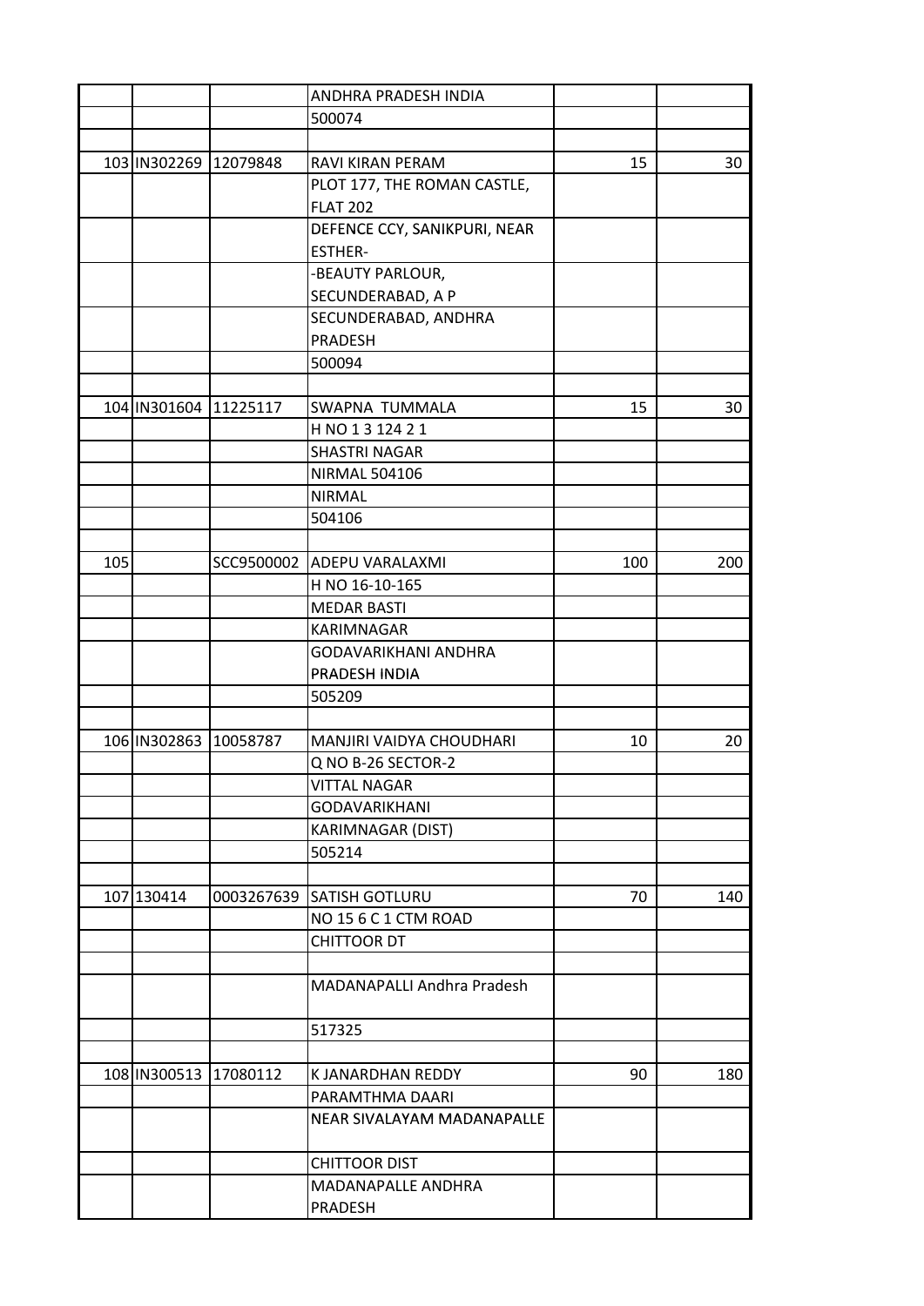| | | | | | |
|---|---|---|---|---|---|
| | | | ANDHRA PRADESH INDIA | | |
| | | | 500074 | | |
| | | | | | |
| 103 | IN302269 | 12079848 | RAVI KIRAN PERAM | 15 | 30 |
| | | | PLOT 177, THE ROMAN CASTLE, FLAT 202 | | |
| | | | DEFENCE CCY, SANIKPURI, NEAR ESTHER- | | |
| | | | -BEAUTY PARLOUR, SECUNDERABAD, A P | | |
| | | | SECUNDERABAD, ANDHRA PRADESH | | |
| | | | 500094 | | |
| | | | | | |
| 104 | IN301604 | 11225117 | SWAPNA TUMMALA | 15 | 30 |
| | | | H NO 1 3 124 2 1 | | |
| | | | SHASTRI NAGAR | | |
| | | | NIRMAL 504106 | | |
| | | | NIRMAL | | |
| | | | 504106 | | |
| | | | | | |
| 105 | | SCC9500002 | ADEPU VARALAXMI | 100 | 200 |
| | | | H NO 16-10-165 | | |
| | | | MEDAR BASTI | | |
| | | | KARIMNAGAR | | |
| | | | GODAVARIKHANI ANDHRA PRADESH INDIA | | |
| | | | 505209 | | |
| | | | | | |
| 106 | IN302863 | 10058787 | MANJIRI VAIDYA CHOUDHARI | 10 | 20 |
| | | | Q NO B-26 SECTOR-2 | | |
| | | | VITTAL NAGAR | | |
| | | | GODAVARIKHANI | | |
| | | | KARIMNAGAR (DIST) | | |
| | | | 505214 | | |
| | | | | | |
| 107 | 130414 | 0003267639 | SATISH GOTLURU | 70 | 140 |
| | | | NO 15 6 C 1 CTM ROAD | | |
| | | | CHITTOOR DT | | |
| | | | | | |
| | | | MADANAPALLI Andhra Pradesh | | |
| | | | 517325 | | |
| | | | | | |
| 108 | IN300513 | 17080112 | K JANARDHAN REDDY | 90 | 180 |
| | | | PARAMTHMA DAARI | | |
| | | | NEAR SIVALAYAM MADANAPALLE | | |
| | | | CHITTOOR DIST | | |
| | | | MADANAPALLE ANDHRA PRADESH | | |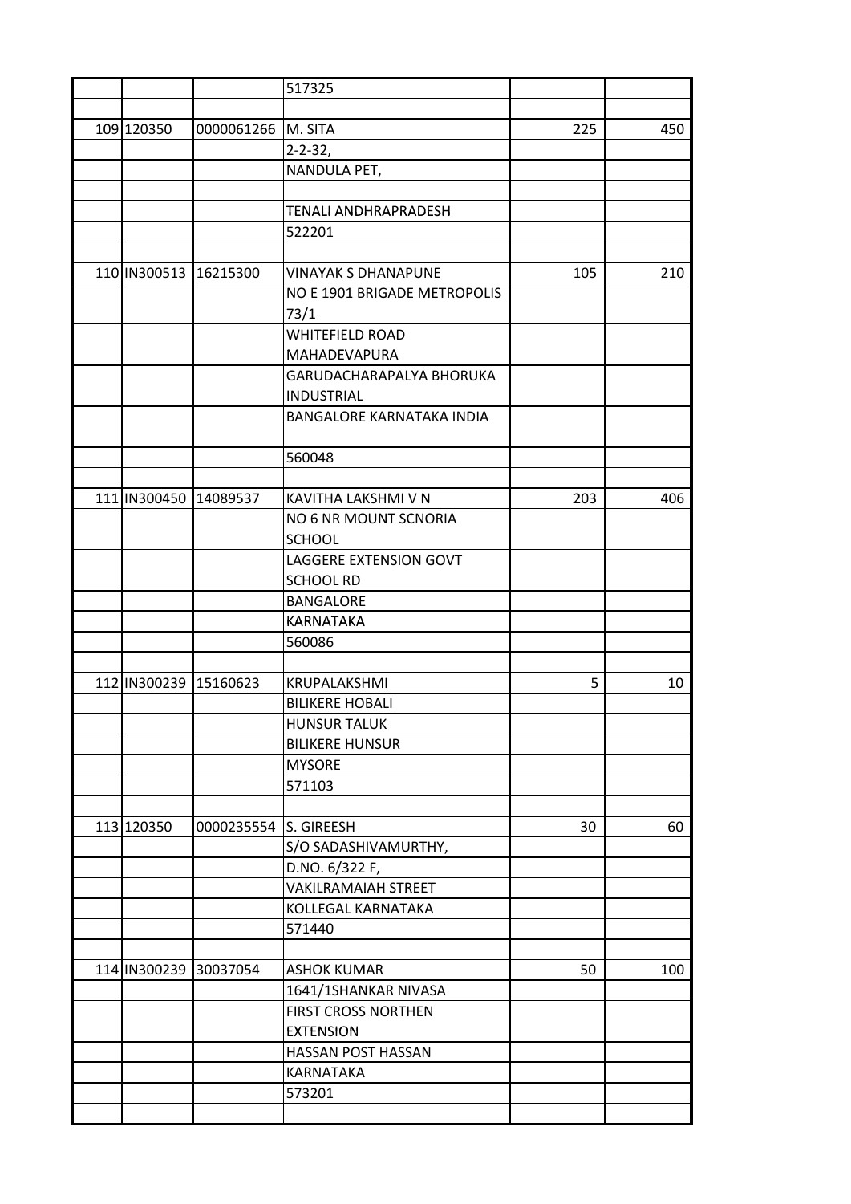| | | | | | |
|---|---|---|---|---|---|
| | | | 517325 | | |
| | | | | | |
| 109 | 120350 | 0000061266 | M. SITA | 225 | 450 |
| | | | 2-2-32, | | |
| | | | NANDULA PET, | | |
| | | | | | |
| | | | TENALI ANDHRAPRADESH | | |
| | | | 522201 | | |
| | | | | | |
| 110 | IN300513 | 16215300 | VINAYAK S DHANAPUNE | 105 | 210 |
| | | | NO E 1901 BRIGADE METROPOLIS 73/1 | | |
| | | | WHITEFIELD ROAD MAHADEVAPURA | | |
| | | | GARUDACHARAPALYA BHORUKA INDUSTRIAL | | |
| | | | BANGALORE KARNATAKA INDIA | | |
| | | | 560048 | | |
| | | | | | |
| 111 | IN300450 | 14089537 | KAVITHA LAKSHMI V N | 203 | 406 |
| | | | NO 6 NR MOUNT SCNORIA SCHOOL | | |
| | | | LAGGERE EXTENSION GOVT SCHOOL RD | | |
| | | | BANGALORE | | |
| | | | KARNATAKA | | |
| | | | 560086 | | |
| | | | | | |
| 112 | IN300239 | 15160623 | KRUPALAKSHMI | 5 | 10 |
| | | | BILIKERE HOBALI | | |
| | | | HUNSUR TALUK | | |
| | | | BILIKERE HUNSUR | | |
| | | | MYSORE | | |
| | | | 571103 | | |
| | | | | | |
| 113 | 120350 | 0000235554 | S. GIREESH | 30 | 60 |
| | | | S/O SADASHIVAMURTHY, | | |
| | | | D.NO. 6/322 F, | | |
| | | | VAKILRAMAIAH STREET | | |
| | | | KOLLEGAL KARNATAKA | | |
| | | | 571440 | | |
| | | | | | |
| 114 | IN300239 | 30037054 | ASHOK KUMAR | 50 | 100 |
| | | | 1641/1SHANKAR NIVASA | | |
| | | | FIRST CROSS NORTHEN EXTENSION | | |
| | | | HASSAN POST HASSAN | | |
| | | | KARNATAKA | | |
| | | | 573201 | | |
| | | | | | |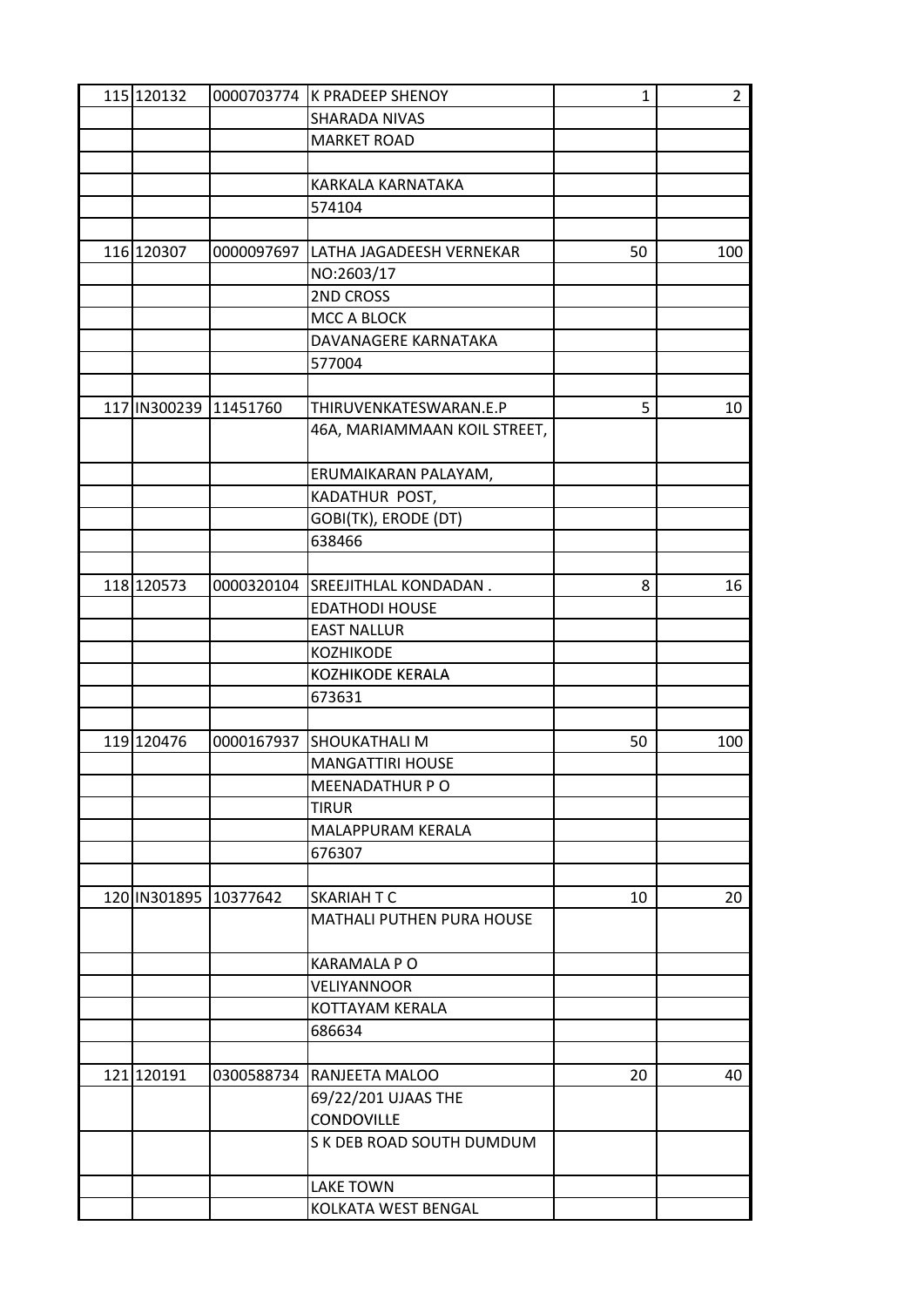| | | | | | |
|---|---|---|---|---|---|
| 115 | 120132 | 0000703774 | K PRADEEP SHENOY | 1 | 2 |
| | | | SHARADA NIVAS | | |
| | | | MARKET ROAD | | |
| | | | | | |
| | | | KARKALA KARNATAKA | | |
| | | | 574104 | | |
| | | | | | |
| 116 | 120307 | 0000097697 | LATHA JAGADEESH VERNEKAR | 50 | 100 |
| | | | NO:2603/17 | | |
| | | | 2ND CROSS | | |
| | | | MCC A BLOCK | | |
| | | | DAVANAGERE KARNATAKA | | |
| | | | 577004 | | |
| | | | | | |
| 117 | IN300239 | 11451760 | THIRUVENKATESWARAN.E.P | 5 | 10 |
| | | | 46A, MARIAMMAAN KOIL STREET, | | |
| | | | ERUMAIKARAN PALAYAM, | | |
| | | | KADATHUR POST, | | |
| | | | GOBI(TK), ERODE (DT) | | |
| | | | 638466 | | |
| | | | | | |
| 118 | 120573 | 0000320104 | SREEJITHLAL KONDADAN . | 8 | 16 |
| | | | EDATHODI HOUSE | | |
| | | | EAST NALLUR | | |
| | | | KOZHIKODE | | |
| | | | KOZHIKODE KERALA | | |
| | | | 673631 | | |
| | | | | | |
| 119 | 120476 | 0000167937 | SHOUKATHALI M | 50 | 100 |
| | | | MANGATTIRI HOUSE | | |
| | | | MEENADATHUR P O | | |
| | | | TIRUR | | |
| | | | MALAPPURAM KERALA | | |
| | | | 676307 | | |
| | | | | | |
| 120 | IN301895 | 10377642 | SKARIAH T C | 10 | 20 |
| | | | MATHALI PUTHEN PURA HOUSE | | |
| | | | KARAMALA P O | | |
| | | | VELIYANNOOR | | |
| | | | KOTTAYAM KERALA | | |
| | | | 686634 | | |
| | | | | | |
| 121 | 120191 | 0300588734 | RANJEETA MALOO | 20 | 40 |
| | | | 69/22/201 UJAAS THE CONDOVILLE | | |
| | | | S K DEB ROAD SOUTH DUMDUM | | |
| | | | LAKE TOWN | | |
| | | | KOLKATA WEST BENGAL | | |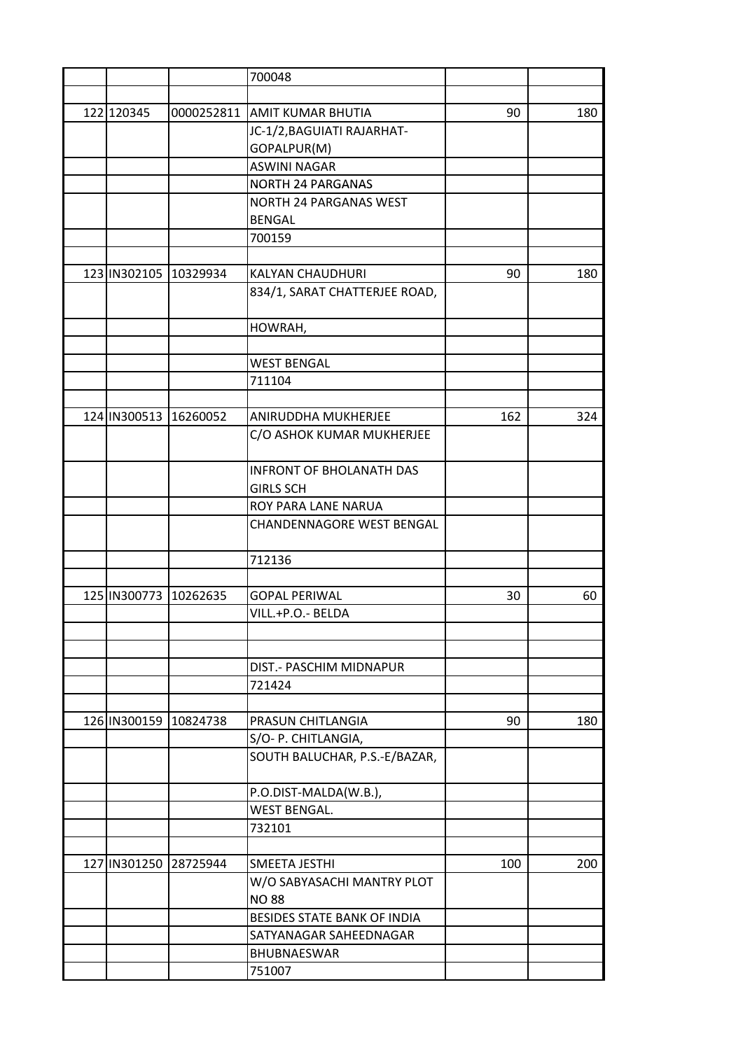| | | | | | |
|---|---|---|---|---|---|
| | | | 700048 | | |
| | | | | | |
| 122 | 120345 | 0000252811 | AMIT KUMAR BHUTIA | 90 | 180 |
| | | | JC-1/2,BAGUIATI RAJARHAT-GOPALPUR(M) | | |
| | | | ASWINI NAGAR | | |
| | | | NORTH 24 PARGANAS | | |
| | | | NORTH 24 PARGANAS WEST BENGAL | | |
| | | | 700159 | | |
| | | | | | |
| 123 | IN302105 | 10329934 | KALYAN CHAUDHURI | 90 | 180 |
| | | | 834/1, SARAT CHATTERJEE ROAD, | | |
| | | | HOWRAH, | | |
| | | | | | |
| | | | WEST BENGAL | | |
| | | | 711104 | | |
| | | | | | |
| 124 | IN300513 | 16260052 | ANIRUDDHA MUKHERJEE | 162 | 324 |
| | | | C/O ASHOK KUMAR MUKHERJEE | | |
| | | | INFRONT OF BHOLANATH DAS GIRLS SCH | | |
| | | | ROY PARA LANE NARUA | | |
| | | | CHANDENNAGORE WEST BENGAL | | |
| | | | 712136 | | |
| | | | | | |
| 125 | IN300773 | 10262635 | GOPAL PERIWAL | 30 | 60 |
| | | | VILL.+P.O.- BELDA | | |
| | | | | | |
| | | | | | |
| | | | DIST.- PASCHIM MIDNAPUR | | |
| | | | 721424 | | |
| | | | | | |
| 126 | IN300159 | 10824738 | PRASUN CHITLANGIA | 90 | 180 |
| | | | S/O- P. CHITLANGIA, | | |
| | | | SOUTH BALUCHAR, P.S.-E/BAZAR, | | |
| | | | P.O.DIST-MALDA(W.B.), | | |
| | | | WEST BENGAL. | | |
| | | | 732101 | | |
| | | | | | |
| 127 | IN301250 | 28725944 | SMEETA JESTHI | 100 | 200 |
| | | | W/O SABYASACHI MANTRY PLOT NO 88 | | |
| | | | BESIDES STATE BANK OF INDIA | | |
| | | | SATYANAGAR SAHEEDNAGAR | | |
| | | | BHUBNAESWAR | | |
| | | | 751007 | | |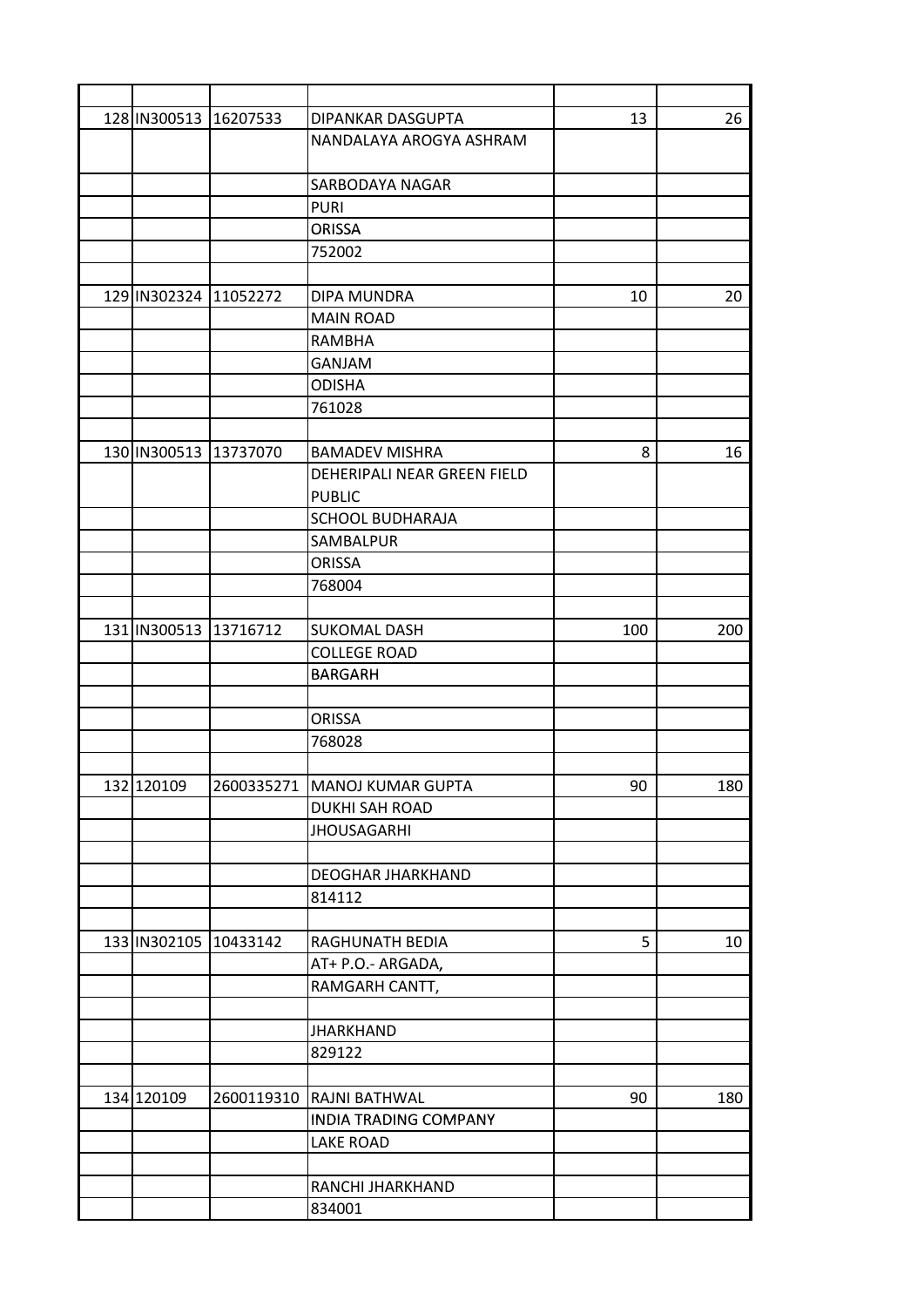| | | | | | |
|---|---|---|---|---|---|
| 128 | IN300513 | 16207533 | DIPANKAR DASGUPTA | 13 | 26 |
| | | | NANDALAYA AROGYA ASHRAM | | |
| | | | SARBODAYA NAGAR | | |
| | | | PURI | | |
| | | | ORISSA | | |
| | | | 752002 | | |
| | | | | | |
| 129 | IN302324 | 11052272 | DIPA MUNDRA | 10 | 20 |
| | | | MAIN ROAD | | |
| | | | RAMBHA | | |
| | | | GANJAM | | |
| | | | ODISHA | | |
| | | | 761028 | | |
| | | | | | |
| 130 | IN300513 | 13737070 | BAMADEV MISHRA | 8 | 16 |
| | | | DEHERIPALI NEAR GREEN FIELD PUBLIC | | |
| | | | SCHOOL BUDHARAJA | | |
| | | | SAMBALPUR | | |
| | | | ORISSA | | |
| | | | 768004 | | |
| | | | | | |
| 131 | IN300513 | 13716712 | SUKOMAL DASH | 100 | 200 |
| | | | COLLEGE ROAD | | |
| | | | BARGARH | | |
| | | | | | |
| | | | ORISSA | | |
| | | | 768028 | | |
| | | | | | |
| 132 | 120109 | 2600335271 | MANOJ KUMAR GUPTA | 90 | 180 |
| | | | DUKHI SAH ROAD | | |
| | | | JHOUSAGARHI | | |
| | | | | | |
| | | | DEOGHAR JHARKHAND | | |
| | | | 814112 | | |
| | | | | | |
| 133 | IN302105 | 10433142 | RAGHUNATH BEDIA | 5 | 10 |
| | | | AT+ P.O.- ARGADA, | | |
| | | | RAMGARH CANTT, | | |
| | | | | | |
| | | | JHARKHAND | | |
| | | | 829122 | | |
| | | | | | |
| 134 | 120109 | 2600119310 | RAJNI BATHWAL | 90 | 180 |
| | | | INDIA TRADING COMPANY | | |
| | | | LAKE ROAD | | |
| | | | | | |
| | | | RANCHI JHARKHAND | | |
| | | | 834001 | | |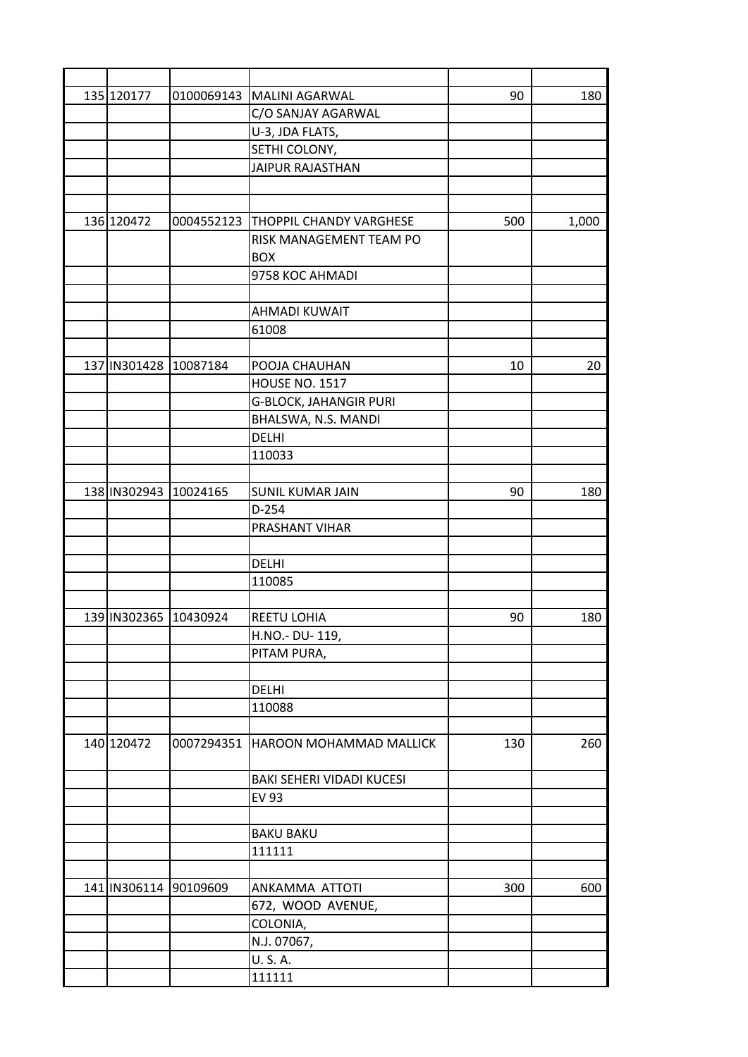| | | | | | |
|---|---|---|---|---|---|
| 135 | 120177 | 0100069143 | MALINI AGARWAL | 90 | 180 |
| | | | C/O SANJAY AGARWAL | | |
| | | | U-3, JDA FLATS, | | |
| | | | SETHI COLONY, | | |
| | | | JAIPUR RAJASTHAN | | |
| | | | | | |
| | | | | | |
| 136 | 120472 | 0004552123 | THOPPIL CHANDY VARGHESE | 500 | 1,000 |
| | | | RISK MANAGEMENT TEAM PO BOX | | |
| | | | 9758 KOC AHMADI | | |
| | | | | | |
| | | | AHMADI KUWAIT | | |
| | | | 61008 | | |
| | | | | | |
| 137 | IN301428 | 10087184 | POOJA CHAUHAN | 10 | 20 |
| | | | HOUSE NO. 1517 | | |
| | | | G-BLOCK, JAHANGIR PURI | | |
| | | | BHALSWA, N.S. MANDI | | |
| | | | DELHI | | |
| | | | 110033 | | |
| | | | | | |
| 138 | IN302943 | 10024165 | SUNIL KUMAR JAIN | 90 | 180 |
| | | | D-254 | | |
| | | | PRASHANT VIHAR | | |
| | | | | | |
| | | | DELHI | | |
| | | | 110085 | | |
| | | | | | |
| 139 | IN302365 | 10430924 | REETU LOHIA | 90 | 180 |
| | | | H.NO.- DU- 119, | | |
| | | | PITAM PURA, | | |
| | | | | | |
| | | | DELHI | | |
| | | | 110088 | | |
| | | | | | |
| 140 | 120472 | 0007294351 | HAROON MOHAMMAD MALLICK | 130 | 260 |
| | | | BAKI SEHERI VIDADI KUCESI | | |
| | | | EV 93 | | |
| | | | | | |
| | | | BAKU BAKU | | |
| | | | 111111 | | |
| | | | | | |
| 141 | IN306114 | 90109609 | ANKAMMA ATTOTI | 300 | 600 |
| | | | 672, WOOD AVENUE, | | |
| | | | COLONIA, | | |
| | | | N.J. 07067, | | |
| | | | U. S. A. | | |
| | | | 111111 | | |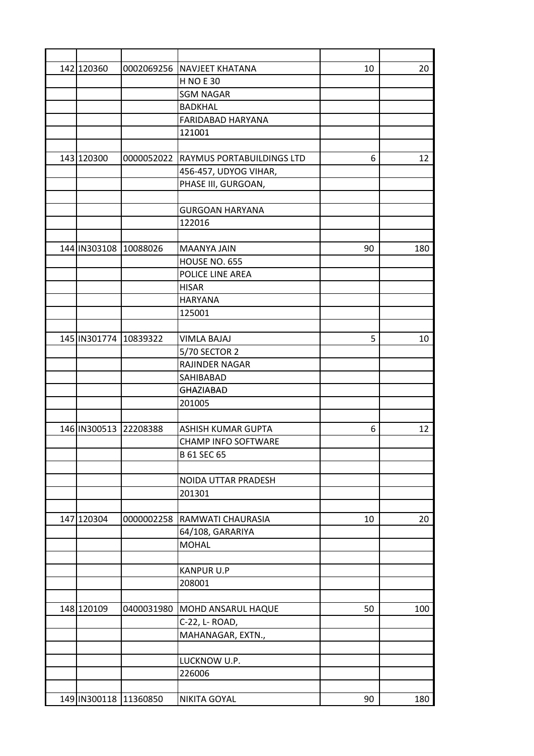| | | | | | |
|---|---|---|---|---|---|
| 142 | 120360 | 0002069256 | NAVJEET KHATANA | 10 | 20 |
| | | | H NO E 30 | | |
| | | | SGM NAGAR | | |
| | | | BADKHAL | | |
| | | | FARIDABAD HARYANA | | |
| | | | 121001 | | |
| | | | | | |
| 143 | 120300 | 0000052022 | RAYMUS PORTABUILDINGS LTD | 6 | 12 |
| | | | 456-457, UDYOG VIHAR, | | |
| | | | PHASE III, GURGOAN, | | |
| | | | | | |
| | | | GURGOAN HARYANA | | |
| | | | 122016 | | |
| | | | | | |
| 144 | IN303108 | 10088026 | MAANYA JAIN | 90 | 180 |
| | | | HOUSE NO. 655 | | |
| | | | POLICE LINE AREA | | |
| | | | HISAR | | |
| | | | HARYANA | | |
| | | | 125001 | | |
| | | | | | |
| 145 | IN301774 | 10839322 | VIMLA BAJAJ | 5 | 10 |
| | | | 5/70 SECTOR 2 | | |
| | | | RAJINDER NAGAR | | |
| | | | SAHIBABAD | | |
| | | | GHAZIABAD | | |
| | | | 201005 | | |
| | | | | | |
| 146 | IN300513 | 22208388 | ASHISH KUMAR GUPTA | 6 | 12 |
| | | | CHAMP INFO SOFTWARE | | |
| | | | B 61 SEC 65 | | |
| | | | | | |
| | | | NOIDA UTTAR PRADESH | | |
| | | | 201301 | | |
| | | | | | |
| 147 | 120304 | 0000002258 | RAMWATI CHAURASIA | 10 | 20 |
| | | | 64/108, GARARIYA | | |
| | | | MOHAL | | |
| | | | | | |
| | | | KANPUR U.P | | |
| | | | 208001 | | |
| | | | | | |
| 148 | 120109 | 0400031980 | MOHD ANSARUL HAQUE | 50 | 100 |
| | | | C-22, L- ROAD, | | |
| | | | MAHANAGAR, EXTN., | | |
| | | | | | |
| | | | LUCKNOW U.P. | | |
| | | | 226006 | | |
| | | | | | |
| 149 | IN300118 | 11360850 | NIKITA GOYAL | 90 | 180 |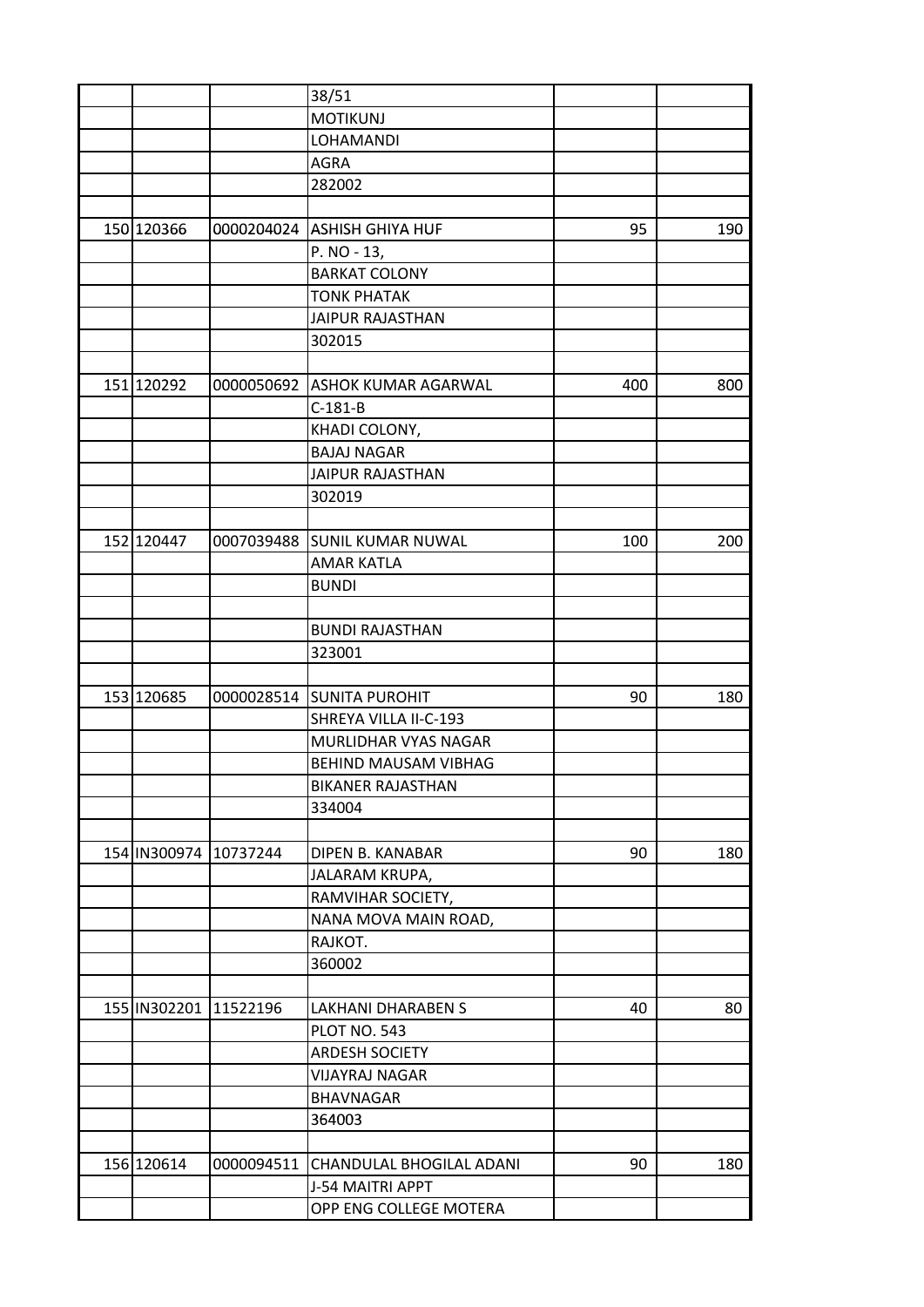| | | | | | |
|---|---|---|---|---|---|
| | | | 38/51 | | |
| | | | MOTIKUNJ | | |
| | | | LOHAMANDI | | |
| | | | AGRA | | |
| | | | 282002 | | |
| | | | | | |
| 150 | 120366 | 0000204024 | ASHISH GHIYA HUF | 95 | 190 |
| | | | P. NO - 13, | | |
| | | | BARKAT COLONY | | |
| | | | TONK PHATAK | | |
| | | | JAIPUR RAJASTHAN | | |
| | | | 302015 | | |
| | | | | | |
| 151 | 120292 | 0000050692 | ASHOK KUMAR AGARWAL | 400 | 800 |
| | | | C-181-B | | |
| | | | KHADI COLONY, | | |
| | | | BAJAJ NAGAR | | |
| | | | JAIPUR RAJASTHAN | | |
| | | | 302019 | | |
| | | | | | |
| 152 | 120447 | 0007039488 | SUNIL KUMAR NUWAL | 100 | 200 |
| | | | AMAR KATLA | | |
| | | | BUNDI | | |
| | | | | | |
| | | | BUNDI RAJASTHAN | | |
| | | | 323001 | | |
| | | | | | |
| 153 | 120685 | 0000028514 | SUNITA PUROHIT | 90 | 180 |
| | | | SHREYA VILLA II-C-193 | | |
| | | | MURLIDHAR VYAS NAGAR | | |
| | | | BEHIND MAUSAM VIBHAG | | |
| | | | BIKANER RAJASTHAN | | |
| | | | 334004 | | |
| | | | | | |
| 154 | IN300974 | 10737244 | DIPEN B. KANABAR | 90 | 180 |
| | | | JALARAM KRUPA, | | |
| | | | RAMVIHAR SOCIETY, | | |
| | | | NANA MOVA MAIN ROAD, | | |
| | | | RAJKOT. | | |
| | | | 360002 | | |
| | | | | | |
| 155 | IN302201 | 11522196 | LAKHANI DHARABEN S | 40 | 80 |
| | | | PLOT NO. 543 | | |
| | | | ARDESH SOCIETY | | |
| | | | VIJAYRAJ NAGAR | | |
| | | | BHAVNAGAR | | |
| | | | 364003 | | |
| | | | | | |
| 156 | 120614 | 0000094511 | CHANDULAL BHOGILAL ADANI | 90 | 180 |
| | | | J-54 MAITRI APPT | | |
| | | | OPP ENG COLLEGE MOTERA | | |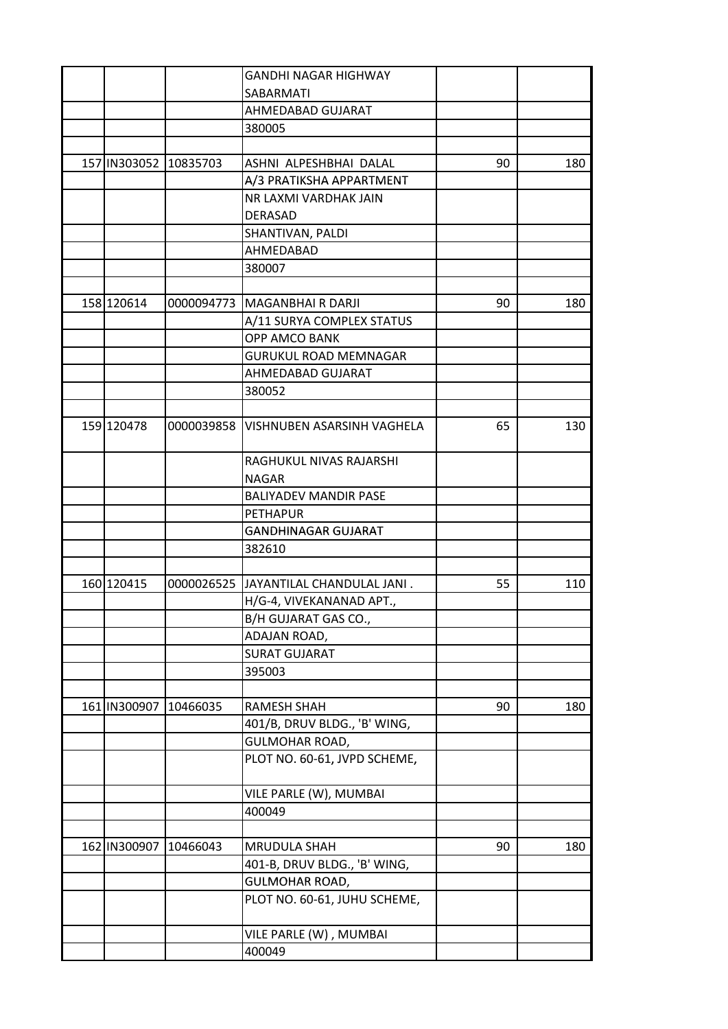| | | | | | |
|---|---|---|---|---|---|
| | | | GANDHI NAGAR HIGHWAY SABARMATI | | |
| | | | AHMEDABAD GUJARAT | | |
| | | | 380005 | | |
| | | | | | |
| 157 | IN303052 | 10835703 | ASHNI ALPESHBHAI DALAL | 90 | 180 |
| | | | A/3 PRATIKSHA APPARTMENT | | |
| | | | NR LAXMI VARDHAK JAIN DERASAD | | |
| | | | SHANTIVAN, PALDI | | |
| | | | AHMEDABAD | | |
| | | | 380007 | | |
| | | | | | |
| 158 | 120614 | 0000094773 | MAGANBHAI R DARJI | 90 | 180 |
| | | | A/11 SURYA COMPLEX STATUS | | |
| | | | OPP AMCO BANK | | |
| | | | GURUKUL ROAD MEMNAGAR | | |
| | | | AHMEDABAD GUJARAT | | |
| | | | 380052 | | |
| | | | | | |
| 159 | 120478 | 0000039858 | VISHNUBEN ASARSINH VAGHELA | 65 | 130 |
| | | | RAGHUKUL NIVAS RAJARSHI NAGAR | | |
| | | | BALIYADEV MANDIR PASE | | |
| | | | PETHAPUR | | |
| | | | GANDHINAGAR GUJARAT | | |
| | | | 382610 | | |
| | | | | | |
| 160 | 120415 | 0000026525 | JAYANTILAL CHANDULAL JANI . | 55 | 110 |
| | | | H/G-4, VIVEKANANAD APT., | | |
| | | | B/H GUJARAT GAS CO., | | |
| | | | ADAJAN ROAD, | | |
| | | | SURAT GUJARAT | | |
| | | | 395003 | | |
| | | | | | |
| 161 | IN300907 | 10466035 | RAMESH SHAH | 90 | 180 |
| | | | 401/B, DRUV BLDG., 'B' WING, | | |
| | | | GULMOHAR ROAD, | | |
| | | | PLOT NO. 60-61, JVPD SCHEME, | | |
| | | | VILE PARLE (W), MUMBAI | | |
| | | | 400049 | | |
| | | | | | |
| 162 | IN300907 | 10466043 | MRUDULA SHAH | 90 | 180 |
| | | | 401-B, DRUV BLDG., 'B' WING, | | |
| | | | GULMOHAR ROAD, | | |
| | | | PLOT NO. 60-61, JUHU SCHEME, | | |
| | | | VILE PARLE (W) , MUMBAI | | |
| | | | 400049 | | |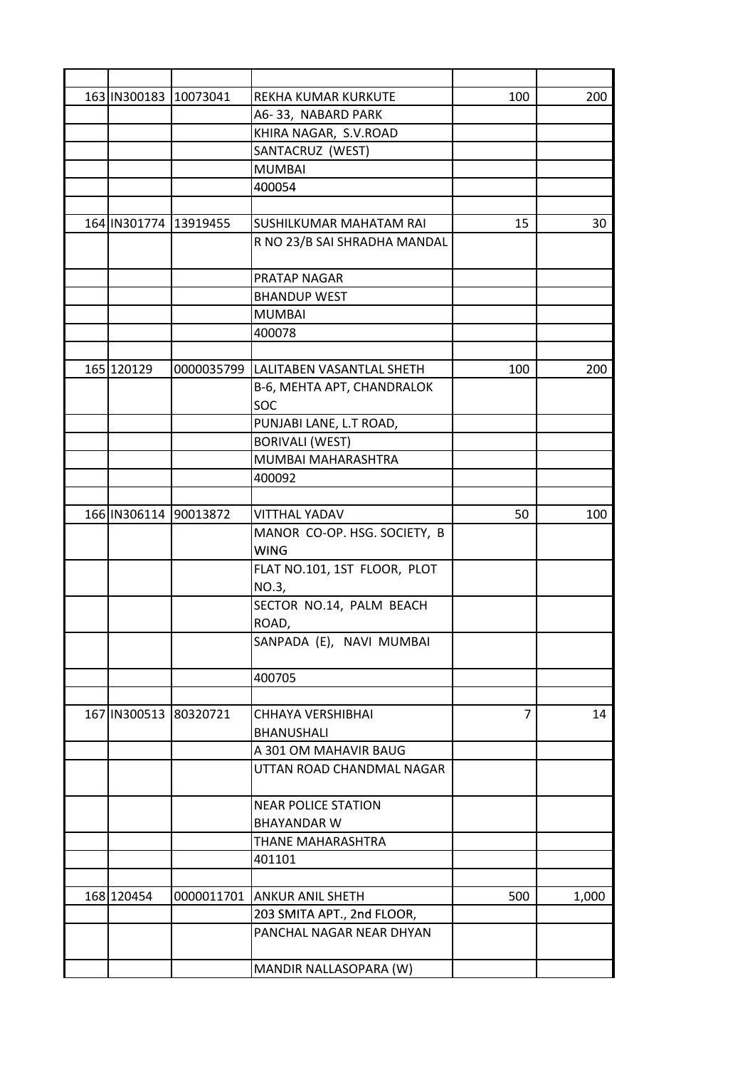| | | | | | |
|---|---|---|---|---|---|
| 163 | IN300183 | 10073041 | REKHA KUMAR KURKUTE | 100 | 200 |
| | | | A6- 33, NABARD PARK | | |
| | | | KHIRA NAGAR, S.V.ROAD | | |
| | | | SANTACRUZ (WEST) | | |
| | | | MUMBAI | | |
| | | | 400054 | | |
| | | | | | |
| 164 | IN301774 | 13919455 | SUSHILKUMAR MAHATAM RAI | 15 | 30 |
| | | | R NO 23/B SAI SHRADHA MANDAL | | |
| | | | PRATAP NAGAR | | |
| | | | BHANDUP WEST | | |
| | | | MUMBAI | | |
| | | | 400078 | | |
| | | | | | |
| 165 | 120129 | 0000035799 | LALITABEN VASANTLAL SHETH | 100 | 200 |
| | | | B-6, MEHTA APT, CHANDRALOK SOC | | |
| | | | PUNJABI LANE, L.T ROAD, | | |
| | | | BORIVALI (WEST) | | |
| | | | MUMBAI MAHARASHTRA | | |
| | | | 400092 | | |
| | | | | | |
| 166 | IN306114 | 90013872 | VITTHAL YADAV | 50 | 100 |
| | | | MANOR CO-OP. HSG. SOCIETY, B WING | | |
| | | | FLAT NO.101, 1ST FLOOR, PLOT NO.3, | | |
| | | | SECTOR NO.14, PALM BEACH ROAD, | | |
| | | | SANPADA (E), NAVI MUMBAI | | |
| | | | 400705 | | |
| | | | | | |
| 167 | IN300513 | 80320721 | CHHAYA VERSHIBHAI BHANUSHALI | 7 | 14 |
| | | | A 301 OM MAHAVIR BAUG | | |
| | | | UTTAN ROAD CHANDMAL NAGAR | | |
| | | | NEAR POLICE STATION BHAYANDAR W | | |
| | | | THANE MAHARASHTRA | | |
| | | | 401101 | | |
| | | | | | |
| 168 | 120454 | 0000011701 | ANKUR ANIL SHETH | 500 | 1,000 |
| | | | 203 SMITA APT., 2nd FLOOR, | | |
| | | | PANCHAL NAGAR NEAR DHYAN | | |
| | | | MANDIR NALLASOPARA (W) | | |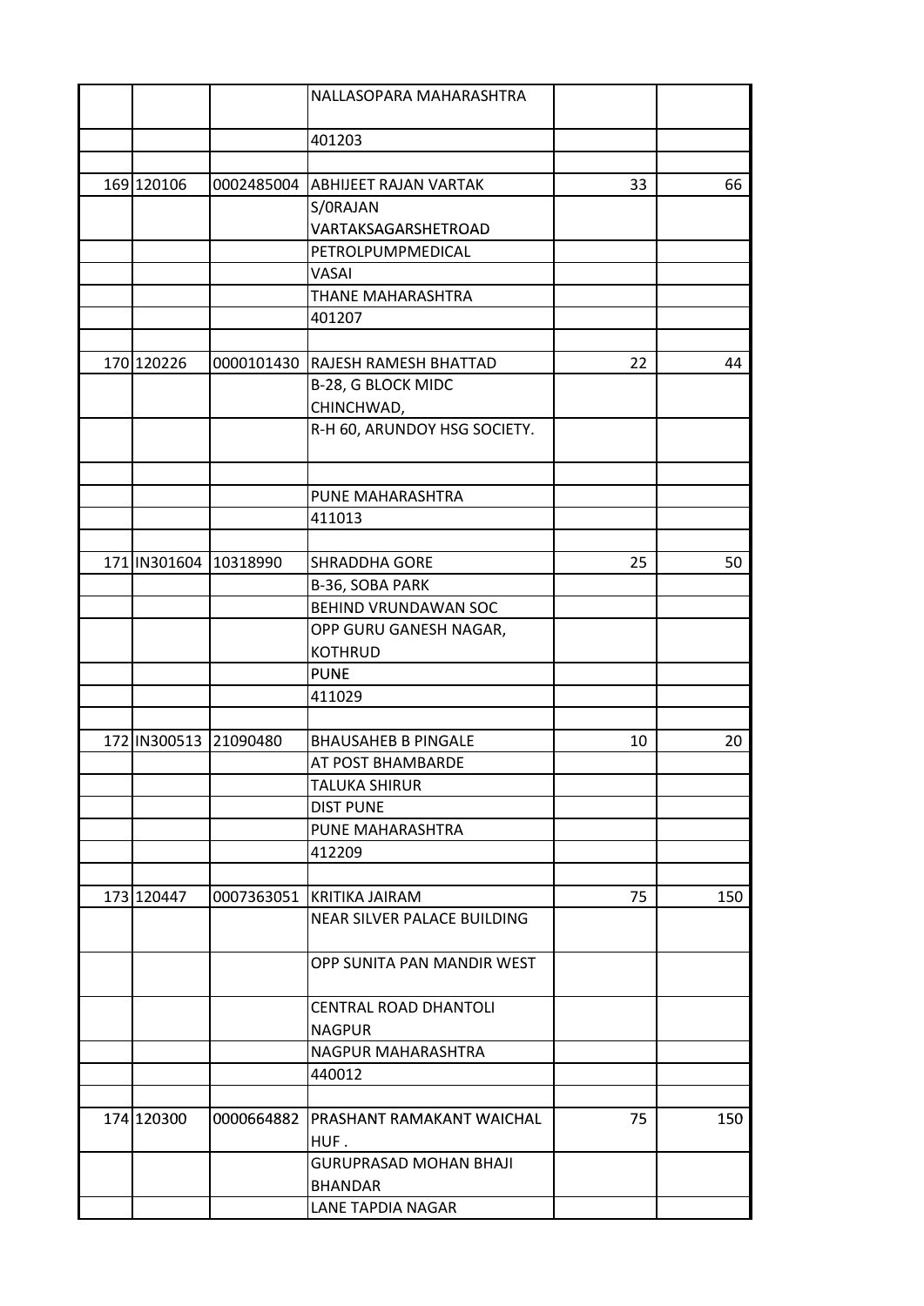| | | | | | |
|---|---|---|---|---|---|
| | | | NALLASOPARA MAHARASHTRA | | |
| | | | 401203 | | |
| | | | | | |
| 169 | 120106 | 0002485004 | ABHIJEET RAJAN VARTAK | 33 | 66 |
| | | | S/0RAJAN VARTAKSAGARSHETROAD | | |
| | | | PETROLPUMPMEDICAL | | |
| | | | VASAI | | |
| | | | THANE MAHARASHTRA | | |
| | | | 401207 | | |
| | | | | | |
| 170 | 120226 | 0000101430 | RAJESH RAMESH BHATTAD | 22 | 44 |
| | | | B-28, G BLOCK MIDC CHINCHWAD, | | |
| | | | R-H 60, ARUNDOY HSG SOCIETY. | | |
| | | | | | |
| | | | PUNE MAHARASHTRA | | |
| | | | 411013 | | |
| | | | | | |
| 171 | IN301604 | 10318990 | SHRADDHA GORE | 25 | 50 |
| | | | B-36, SOBA PARK | | |
| | | | BEHIND VRUNDAWAN SOC | | |
| | | | OPP GURU GANESH NAGAR, KOTHRUD | | |
| | | | PUNE | | |
| | | | 411029 | | |
| | | | | | |
| 172 | IN300513 | 21090480 | BHAUSAHEB B PINGALE | 10 | 20 |
| | | | AT POST BHAMBARDE | | |
| | | | TALUKA SHIRUR | | |
| | | | DIST PUNE | | |
| | | | PUNE MAHARASHTRA | | |
| | | | 412209 | | |
| | | | | | |
| 173 | 120447 | 0007363051 | KRITIKA JAIRAM | 75 | 150 |
| | | | NEAR SILVER PALACE BUILDING | | |
| | | | OPP SUNITA PAN MANDIR WEST | | |
| | | | CENTRAL ROAD DHANTOLI NAGPUR | | |
| | | | NAGPUR MAHARASHTRA | | |
| | | | 440012 | | |
| | | | | | |
| 174 | 120300 | 0000664882 | PRASHANT RAMAKANT WAICHAL HUF . | 75 | 150 |
| | | | GURUPRASAD MOHAN BHAJI BHANDAR | | |
| | | | LANE TAPDIA NAGAR | | |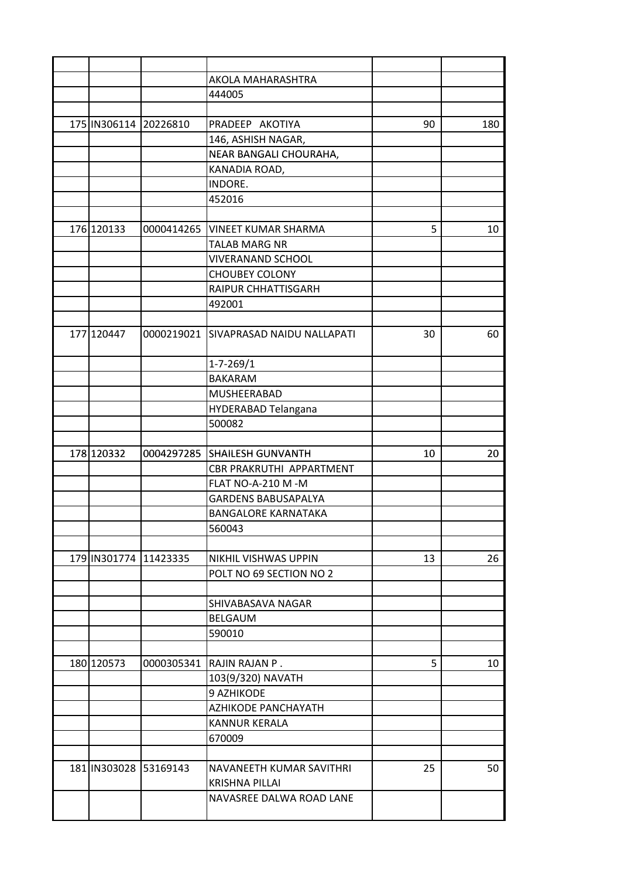| | | | | | |
|---|---|---|---|---|---|
| | | | AKOLA MAHARASHTRA | | |
| | | | 444005 | | |
| | | | | | |
| 175 | IN306114 | 20226810 | PRADEEP AKOTIYA | 90 | 180 |
| | | | 146, ASHISH NAGAR, | | |
| | | | NEAR BANGALI CHOURAHA, | | |
| | | | KANADIA ROAD, | | |
| | | | INDORE. | | |
| | | | 452016 | | |
| | | | | | |
| 176 | 120133 | 0000414265 | VINEET KUMAR SHARMA | 5 | 10 |
| | | | TALAB MARG NR | | |
| | | | VIVERANAND SCHOOL | | |
| | | | CHOUBEY COLONY | | |
| | | | RAIPUR CHHATTISGARH | | |
| | | | 492001 | | |
| | | | | | |
| 177 | 120447 | 0000219021 | SIVAPRASAD NAIDU NALLAPATI | 30 | 60 |
| | | | 1-7-269/1 | | |
| | | | BAKARAM | | |
| | | | MUSHEERABAD | | |
| | | | HYDERABAD Telangana | | |
| | | | 500082 | | |
| | | | | | |
| 178 | 120332 | 0004297285 | SHAILESH GUNVANTH | 10 | 20 |
| | | | CBR PRAKRUTHI APPARTMENT | | |
| | | | FLAT NO-A-210 M -M | | |
| | | | GARDENS BABUSAPALYA | | |
| | | | BANGALORE KARNATAKA | | |
| | | | 560043 | | |
| | | | | | |
| 179 | IN301774 | 11423335 | NIKHIL VISHWAS UPPIN | 13 | 26 |
| | | | POLT NO 69 SECTION NO 2 | | |
| | | | | | |
| | | | SHIVABASAVA NAGAR | | |
| | | | BELGAUM | | |
| | | | 590010 | | |
| | | | | | |
| 180 | 120573 | 0000305341 | RAJIN RAJAN P . | 5 | 10 |
| | | | 103(9/320) NAVATH | | |
| | | | 9 AZHIKODE | | |
| | | | AZHIKODE PANCHAYATH | | |
| | | | KANNUR KERALA | | |
| | | | 670009 | | |
| | | | | | |
| 181 | IN303028 | 53169143 | NAVANEETH KUMAR SAVITHRI KRISHNA PILLAI | 25 | 50 |
| | | | NAVASREE DALWA ROAD LANE | | |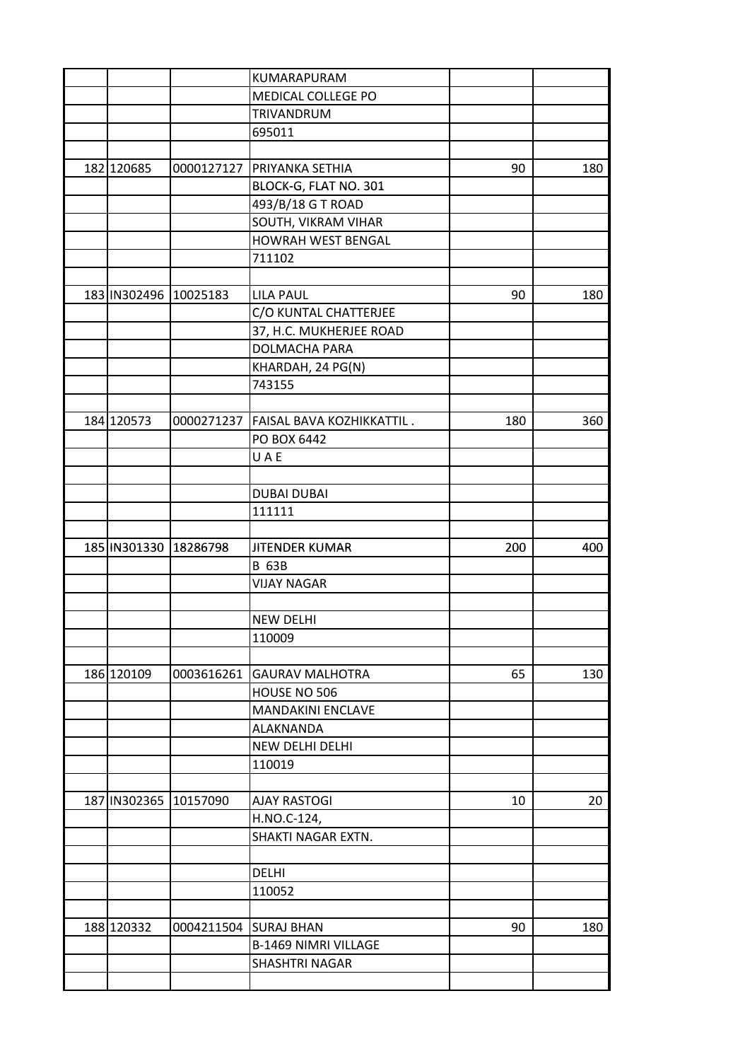| | | | | | |
|---|---|---|---|---|---|
| | | | KUMARAPURAM | | |
| | | | MEDICAL COLLEGE PO | | |
| | | | TRIVANDRUM | | |
| | | | 695011 | | |
| | | | | | |
| 182 | 120685 | 0000127127 | PRIYANKA SETHIA | 90 | 180 |
| | | | BLOCK-G, FLAT NO. 301 | | |
| | | | 493/B/18 G T ROAD | | |
| | | | SOUTH, VIKRAM VIHAR | | |
| | | | HOWRAH WEST BENGAL | | |
| | | | 711102 | | |
| | | | | | |
| 183 | IN302496 | 10025183 | LILA PAUL | 90 | 180 |
| | | | C/O KUNTAL CHATTERJEE | | |
| | | | 37, H.C. MUKHERJEE ROAD | | |
| | | | DOLMACHA PARA | | |
| | | | KHARDAH, 24 PG(N) | | |
| | | | 743155 | | |
| | | | | | |
| 184 | 120573 | 0000271237 | FAISAL BAVA KOZHIKKATTIL . | 180 | 360 |
| | | | PO BOX 6442 | | |
| | | | U A E | | |
| | | | | | |
| | | | DUBAI DUBAI | | |
| | | | 111111 | | |
| | | | | | |
| 185 | IN301330 | 18286798 | JITENDER KUMAR | 200 | 400 |
| | | | B 63B | | |
| | | | VIJAY NAGAR | | |
| | | | | | |
| | | | NEW DELHI | | |
| | | | 110009 | | |
| | | | | | |
| 186 | 120109 | 0003616261 | GAURAV MALHOTRA | 65 | 130 |
| | | | HOUSE NO 506 | | |
| | | | MANDAKINI ENCLAVE | | |
| | | | ALAKNANDA | | |
| | | | NEW DELHI DELHI | | |
| | | | 110019 | | |
| | | | | | |
| 187 | IN302365 | 10157090 | AJAY RASTOGI | 10 | 20 |
| | | | H.NO.C-124, | | |
| | | | SHAKTI NAGAR EXTN. | | |
| | | | | | |
| | | | DELHI | | |
| | | | 110052 | | |
| | | | | | |
| 188 | 120332 | 0004211504 | SURAJ BHAN | 90 | 180 |
| | | | B-1469 NIMRI VILLAGE | | |
| | | | SHASHTRI NAGAR | | |
| | | | | | |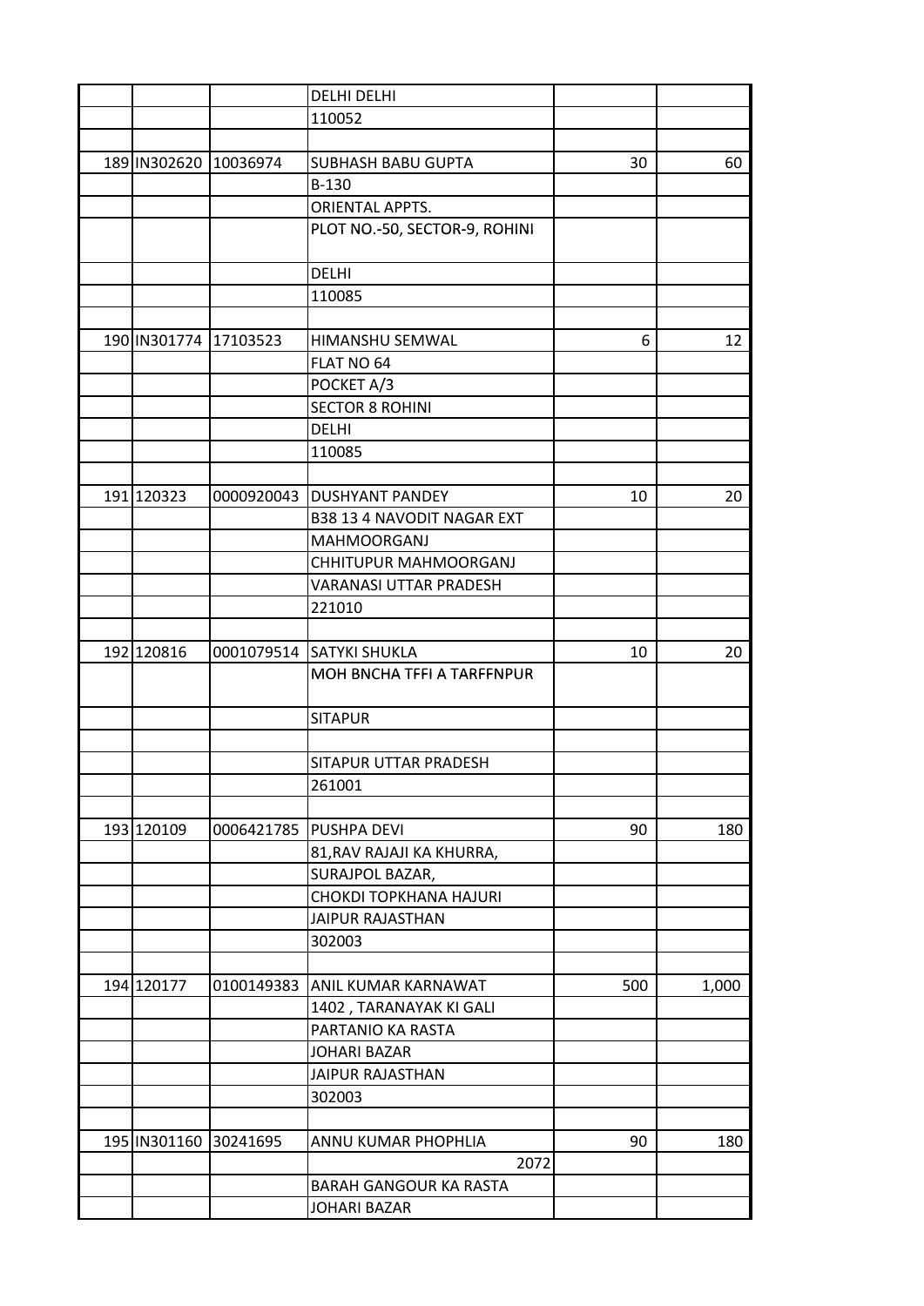| | | | | | |
|---|---|---|---|---|---|
| | | | DELHI DELHI | | |
| | | | 110052 | | |
| | | | | | |
| 189 | IN302620 | 10036974 | SUBHASH BABU GUPTA | 30 | 60 |
| | | | B-130 | | |
| | | | ORIENTAL APPTS. | | |
| | | | PLOT NO.-50, SECTOR-9, ROHINI | | |
| | | | DELHI | | |
| | | | 110085 | | |
| | | | | | |
| 190 | IN301774 | 17103523 | HIMANSHU SEMWAL | 6 | 12 |
| | | | FLAT NO 64 | | |
| | | | POCKET A/3 | | |
| | | | SECTOR 8 ROHINI | | |
| | | | DELHI | | |
| | | | 110085 | | |
| | | | | | |
| 191 | 120323 | 0000920043 | DUSHYANT PANDEY | 10 | 20 |
| | | | B38 13 4 NAVODIT NAGAR EXT | | |
| | | | MAHMOORGANJ | | |
| | | | CHHITUPUR MAHMOORGANJ | | |
| | | | VARANASI UTTAR PRADESH | | |
| | | | 221010 | | |
| | | | | | |
| 192 | 120816 | 0001079514 | SATYKI SHUKLA | 10 | 20 |
| | | | MOH BNCHA TFFI A TARFFNPUR | | |
| | | | SITAPUR | | |
| | | | | | |
| | | | SITAPUR UTTAR PRADESH | | |
| | | | 261001 | | |
| | | | | | |
| 193 | 120109 | 0006421785 | PUSHPA DEVI | 90 | 180 |
| | | | 81,RAV RAJAJI KA KHURRA, | | |
| | | | SURAJPOL BAZAR, | | |
| | | | CHOKDI TOPKHANA HAJURI | | |
| | | | JAIPUR RAJASTHAN | | |
| | | | 302003 | | |
| | | | | | |
| 194 | 120177 | 0100149383 | ANIL KUMAR KARNAWAT | 500 | 1,000 |
| | | | 1402 , TARANAYAK KI GALI | | |
| | | | PARTANIO KA RASTA | | |
| | | | JOHARI BAZAR | | |
| | | | JAIPUR RAJASTHAN | | |
| | | | 302003 | | |
| | | | | | |
| 195 | IN301160 | 30241695 | ANNU KUMAR PHOPHLIA | 90 | 180 |
| | | | 2072 | | |
| | | | BARAH GANGOUR KA RASTA | | |
| | | | JOHARI BAZAR | | |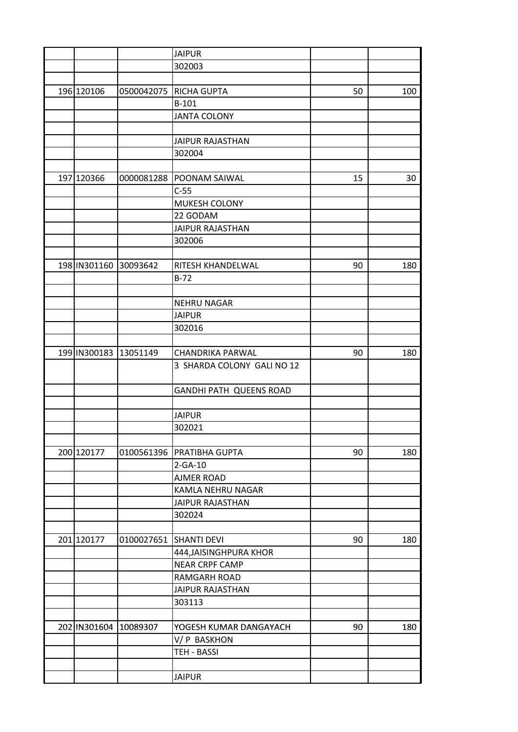| | | | | | |
|---|---|---|---|---|---|
| | | | JAIPUR | | |
| | | | 302003 | | |
| | | | | | |
| 196 | 120106 | 0500042075 | RICHA GUPTA | 50 | 100 |
| | | | B-101 | | |
| | | | JANTA COLONY | | |
| | | | | | |
| | | | JAIPUR RAJASTHAN | | |
| | | | 302004 | | |
| | | | | | |
| 197 | 120366 | 0000081288 | POONAM SAIWAL | 15 | 30 |
| | | | C-55 | | |
| | | | MUKESH COLONY | | |
| | | | 22 GODAM | | |
| | | | JAIPUR RAJASTHAN | | |
| | | | 302006 | | |
| | | | | | |
| 198 | IN301160 | 30093642 | RITESH KHANDELWAL | 90 | 180 |
| | | | B-72 | | |
| | | | | | |
| | | | NEHRU NAGAR | | |
| | | | JAIPUR | | |
| | | | 302016 | | |
| | | | | | |
| 199 | IN300183 | 13051149 | CHANDRIKA PARWAL | 90 | 180 |
| | | | 3 SHARDA COLONY GALI NO 12 | | |
| | | | GANDHI PATH QUEENS ROAD | | |
| | | | | | |
| | | | JAIPUR | | |
| | | | 302021 | | |
| | | | | | |
| 200 | 120177 | 0100561396 | PRATIBHA GUPTA | 90 | 180 |
| | | | 2-GA-10 | | |
| | | | AJMER ROAD | | |
| | | | KAMLA NEHRU NAGAR | | |
| | | | JAIPUR RAJASTHAN | | |
| | | | 302024 | | |
| | | | | | |
| 201 | 120177 | 0100027651 | SHANTI DEVI | 90 | 180 |
| | | | 444,JAISINGHPURA KHOR | | |
| | | | NEAR CRPF CAMP | | |
| | | | RAMGARH ROAD | | |
| | | | JAIPUR RAJASTHAN | | |
| | | | 303113 | | |
| | | | | | |
| 202 | IN301604 | 10089307 | YOGESH KUMAR DANGAYACH | 90 | 180 |
| | | | V/ P BASKHON | | |
| | | | TEH - BASSI | | |
| | | | | | |
| | | | JAIPUR | | |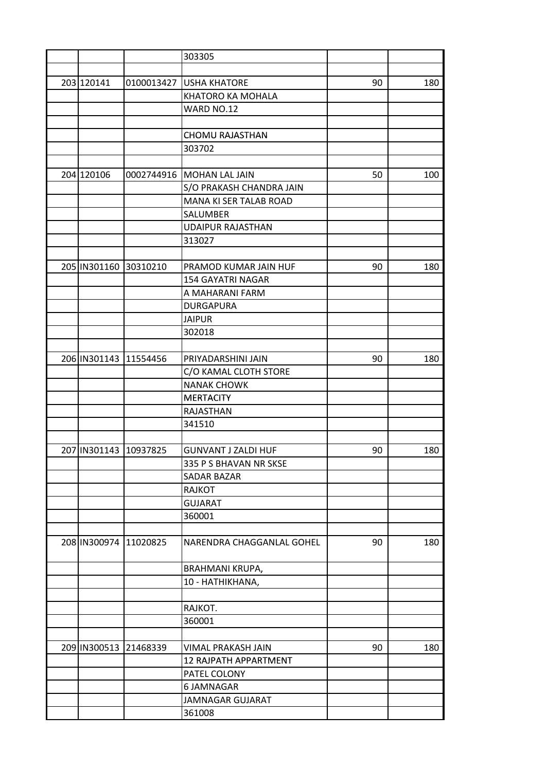| | | | | | |
|---|---|---|---|---|---|
| | | | 303305 | | |
| | | | | | |
| 203 | 120141 | 0100013427 | USHA KHATORE | 90 | 180 |
| | | | KHATORO KA MOHALA | | |
| | | | WARD NO.12 | | |
| | | | | | |
| | | | CHOMU RAJASTHAN | | |
| | | | 303702 | | |
| | | | | | |
| 204 | 120106 | 0002744916 | MOHAN LAL JAIN | 50 | 100 |
| | | | S/O PRAKASH CHANDRA JAIN | | |
| | | | MANA KI SER TALAB ROAD | | |
| | | | SALUMBER | | |
| | | | UDAIPUR RAJASTHAN | | |
| | | | 313027 | | |
| | | | | | |
| 205 | IN301160 | 30310210 | PRAMOD KUMAR JAIN HUF | 90 | 180 |
| | | | 154 GAYATRI NAGAR | | |
| | | | A MAHARANI FARM | | |
| | | | DURGAPURA | | |
| | | | JAIPUR | | |
| | | | 302018 | | |
| | | | | | |
| 206 | IN301143 | 11554456 | PRIYADARSHINI JAIN | 90 | 180 |
| | | | C/O KAMAL CLOTH STORE | | |
| | | | NANAK CHOWK | | |
| | | | MERTACITY | | |
| | | | RAJASTHAN | | |
| | | | 341510 | | |
| | | | | | |
| 207 | IN301143 | 10937825 | GUNVANT J ZALDI HUF | 90 | 180 |
| | | | 335 P S BHAVAN NR SKSE | | |
| | | | SADAR BAZAR | | |
| | | | RAJKOT | | |
| | | | GUJARAT | | |
| | | | 360001 | | |
| | | | | | |
| 208 | IN300974 | 11020825 | NARENDRA CHAGGANLAL GOHEL | 90 | 180 |
| | | | BRAHMANI KRUPA, | | |
| | | | 10 - HATHIKHANA, | | |
| | | | | | |
| | | | RAJKOT. | | |
| | | | 360001 | | |
| | | | | | |
| 209 | IN300513 | 21468339 | VIMAL PRAKASH JAIN | 90 | 180 |
| | | | 12 RAJPATH APPARTMENT | | |
| | | | PATEL COLONY | | |
| | | | 6 JAMNAGAR | | |
| | | | JAMNAGAR GUJARAT | | |
| | | | 361008 | | |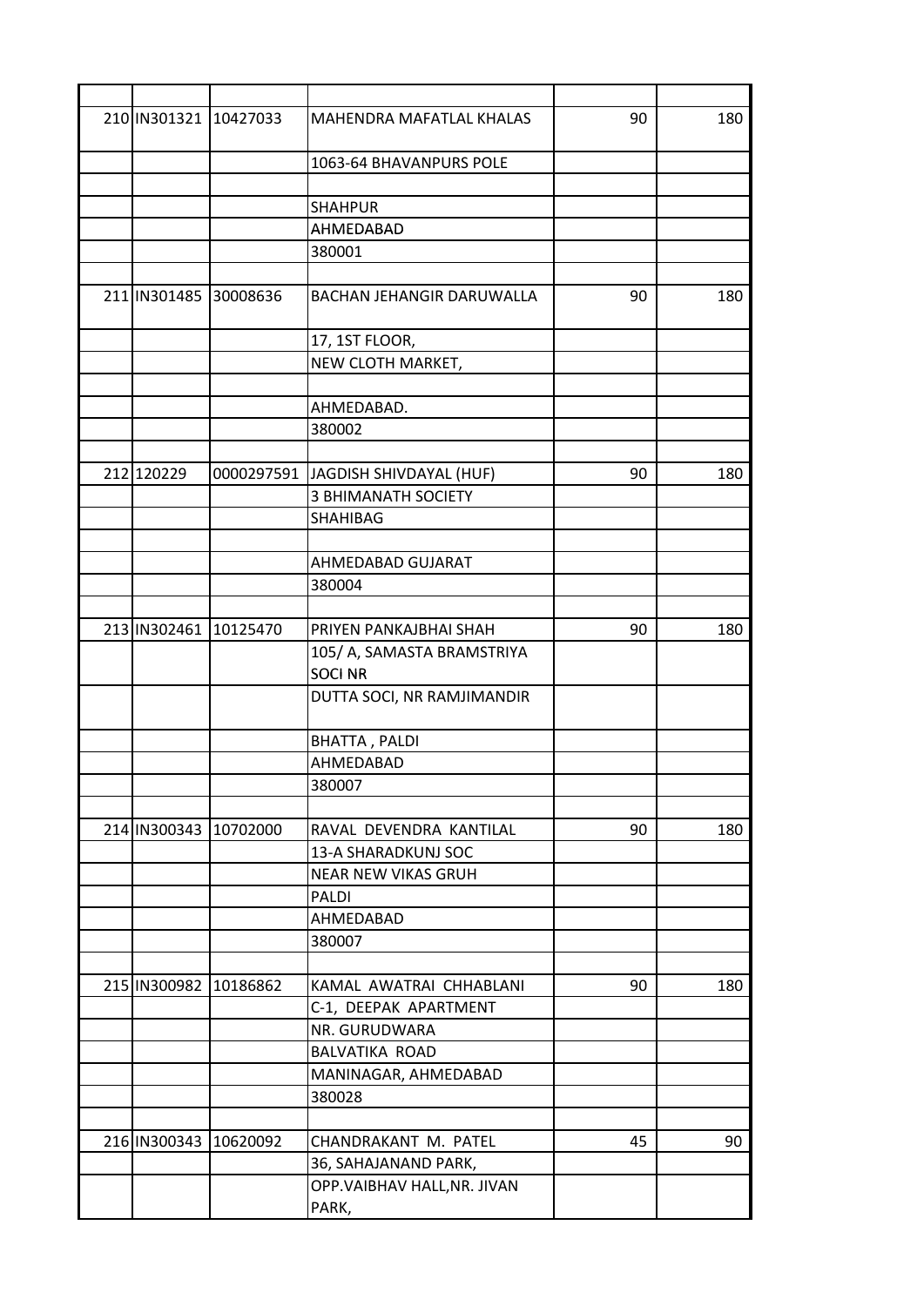| | | | | | |
|---|---|---|---|---|---|
| 210 | IN301321 | 10427033 | MAHENDRA MAFATLAL KHALAS | 90 | 180 |
| | | | 1063-64 BHAVANPURS POLE | | |
| | | | | | |
| | | | SHAHPUR | | |
| | | | AHMEDABAD | | |
| | | | 380001 | | |
| | | | | | |
| 211 | IN301485 | 30008636 | BACHAN JEHANGIR DARUWALLA | 90 | 180 |
| | | | 17, 1ST FLOOR, | | |
| | | | NEW CLOTH MARKET, | | |
| | | | | | |
| | | | AHMEDABAD. | | |
| | | | 380002 | | |
| | | | | | |
| 212 | 120229 | 0000297591 | JAGDISH SHIVDAYAL (HUF) | 90 | 180 |
| | | | 3 BHIMANATH SOCIETY | | |
| | | | SHAHIBAG | | |
| | | | | | |
| | | | AHMEDABAD GUJARAT | | |
| | | | 380004 | | |
| | | | | | |
| 213 | IN302461 | 10125470 | PRIYEN PANKAJBHAI SHAH | 90 | 180 |
| | | | 105/ A, SAMASTA BRAMSTRIYA SOCI NR | | |
| | | | DUTTA SOCI, NR RAMJIMANDIR | | |
| | | | BHATTA , PALDI | | |
| | | | AHMEDABAD | | |
| | | | 380007 | | |
| | | | | | |
| 214 | IN300343 | 10702000 | RAVAL DEVENDRA KANTILAL | 90 | 180 |
| | | | 13-A SHARADKUNJ SOC | | |
| | | | NEAR NEW VIKAS GRUH | | |
| | | | PALDI | | |
| | | | AHMEDABAD | | |
| | | | 380007 | | |
| | | | | | |
| 215 | IN300982 | 10186862 | KAMAL AWATRAI CHHABLANI | 90 | 180 |
| | | | C-1, DEEPAK APARTMENT | | |
| | | | NR. GURUDWARA | | |
| | | | BALVATIKA ROAD | | |
| | | | MANINAGAR, AHMEDABAD | | |
| | | | 380028 | | |
| | | | | | |
| 216 | IN300343 | 10620092 | CHANDRAKANT M. PATEL | 45 | 90 |
| | | | 36, SAHAJANAND PARK, | | |
| | | | OPP.VAIBHAV HALL,NR. JIVAN PARK, | | |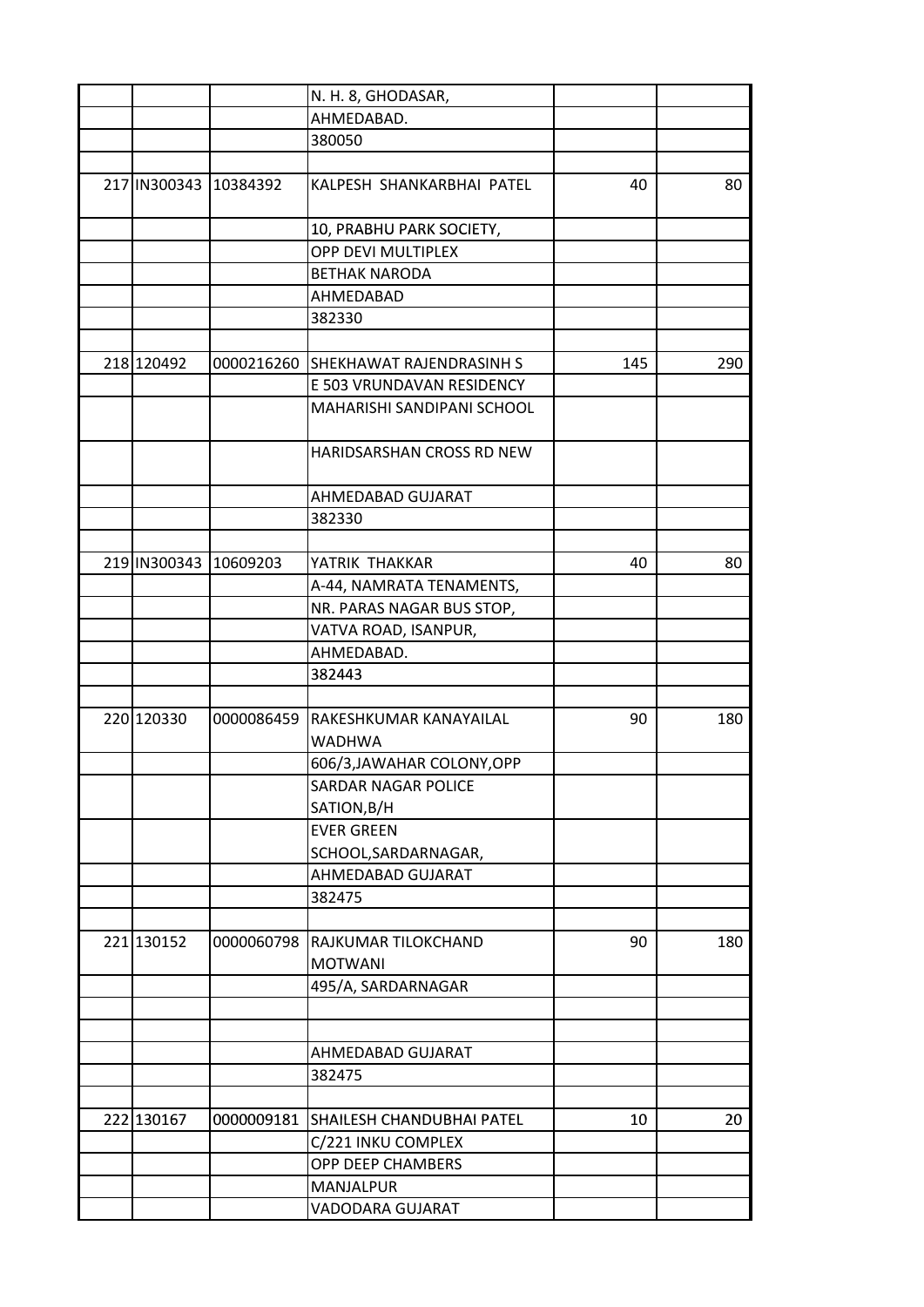| | | | | | |
|---|---|---|---|---|---|
| | | | N. H. 8, GHODASAR, | | |
| | | | AHMEDABAD. | | |
| | | | 380050 | | |
| | | | | | |
| 217 | IN300343 | 10384392 | KALPESH SHANKARBHAI PATEL | 40 | 80 |
| | | | 10, PRABHU PARK SOCIETY, | | |
| | | | OPP DEVI MULTIPLEX | | |
| | | | BETHAK NARODA | | |
| | | | AHMEDABAD | | |
| | | | 382330 | | |
| | | | | | |
| 218 | 120492 | 0000216260 | SHEKHAWAT RAJENDRASINH S | 145 | 290 |
| | | | E 503 VRUNDAVAN RESIDENCY | | |
| | | | MAHARISHI SANDIPANI SCHOOL | | |
| | | | HARIDSARSHAN CROSS RD NEW | | |
| | | | AHMEDABAD GUJARAT | | |
| | | | 382330 | | |
| | | | | | |
| 219 | IN300343 | 10609203 | YATRIK THAKKAR | 40 | 80 |
| | | | A-44, NAMRATA TENAMENTS, | | |
| | | | NR. PARAS NAGAR BUS STOP, | | |
| | | | VATVA ROAD, ISANPUR, | | |
| | | | AHMEDABAD. | | |
| | | | 382443 | | |
| | | | | | |
| 220 | 120330 | 0000086459 | RAKESHKUMAR KANAYAILAL WADHWA | 90 | 180 |
| | | | 606/3,JAWAHAR COLONY,OPP | | |
| | | | SARDAR NAGAR POLICE SATION,B/H | | |
| | | | EVER GREEN SCHOOL,SARDARNAGAR, | | |
| | | | AHMEDABAD GUJARAT | | |
| | | | 382475 | | |
| | | | | | |
| 221 | 130152 | 0000060798 | RAJKUMAR TILOKCHAND MOTWANI | 90 | 180 |
| | | | 495/A, SARDARNAGAR | | |
| | | | | | |
| | | | | | |
| | | | AHMEDABAD GUJARAT | | |
| | | | 382475 | | |
| | | | | | |
| 222 | 130167 | 0000009181 | SHAILESH CHANDUBHAI PATEL | 10 | 20 |
| | | | C/221 INKU COMPLEX | | |
| | | | OPP DEEP CHAMBERS | | |
| | | | MANJALPUR | | |
| | | | VADODARA GUJARAT | | |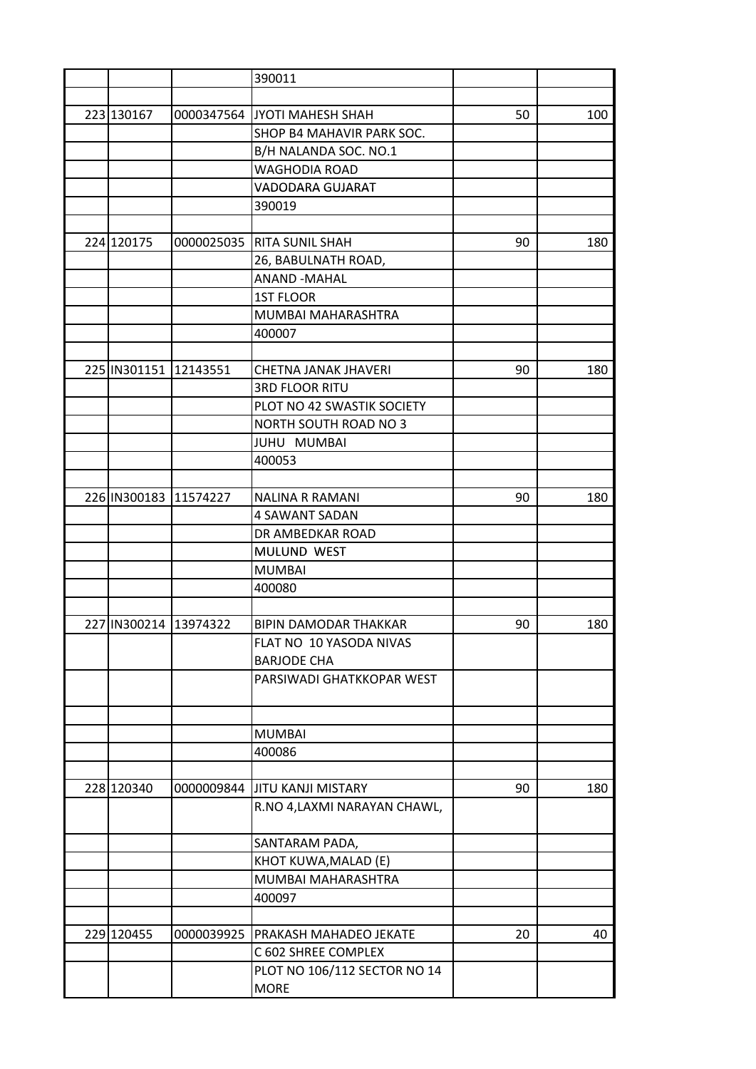| | | | | | |
|---|---|---|---|---|---|
| | | | 390011 | | |
| | | | | | |
| 223 | 130167 | 0000347564 | JYOTI MAHESH SHAH | 50 | 100 |
| | | | SHOP B4 MAHAVIR PARK SOC. | | |
| | | | B/H NALANDA SOC. NO.1 | | |
| | | | WAGHODIA ROAD | | |
| | | | VADODARA GUJARAT | | |
| | | | 390019 | | |
| | | | | | |
| 224 | 120175 | 0000025035 | RITA SUNIL SHAH | 90 | 180 |
| | | | 26, BABULNATH ROAD, | | |
| | | | ANAND -MAHAL | | |
| | | | 1ST FLOOR | | |
| | | | MUMBAI MAHARASHTRA | | |
| | | | 400007 | | |
| | | | | | |
| 225 | IN301151 | 12143551 | CHETNA JANAK JHAVERI | 90 | 180 |
| | | | 3RD FLOOR RITU | | |
| | | | PLOT NO 42 SWASTIK SOCIETY | | |
| | | | NORTH SOUTH ROAD NO 3 | | |
| | | | JUHU MUMBAI | | |
| | | | 400053 | | |
| | | | | | |
| 226 | IN300183 | 11574227 | NALINA R RAMANI | 90 | 180 |
| | | | 4 SAWANT SADAN | | |
| | | | DR AMBEDKAR ROAD | | |
| | | | MULUND WEST | | |
| | | | MUMBAI | | |
| | | | 400080 | | |
| | | | | | |
| 227 | IN300214 | 13974322 | BIPIN DAMODAR THAKKAR | 90 | 180 |
| | | | FLAT NO 10 YASODA NIVAS | | |
| | | | BARJODE CHA | | |
| | | | PARSIWADI GHATKKOPAR WEST | | |
| | | | | | |
| | | | MUMBAI | | |
| | | | 400086 | | |
| | | | | | |
| 228 | 120340 | 0000009844 | JITU KANJI MISTARY | 90 | 180 |
| | | | R.NO 4,LAXMI NARAYAN CHAWL, | | |
| | | | SANTARAM PADA, | | |
| | | | KHOT KUWA,MALAD (E) | | |
| | | | MUMBAI MAHARASHTRA | | |
| | | | 400097 | | |
| | | | | | |
| 229 | 120455 | 0000039925 | PRAKASH MAHADEO JEKATE | 20 | 40 |
| | | | C 602 SHREE COMPLEX | | |
| | | | PLOT NO 106/112 SECTOR NO 14 MORE | | |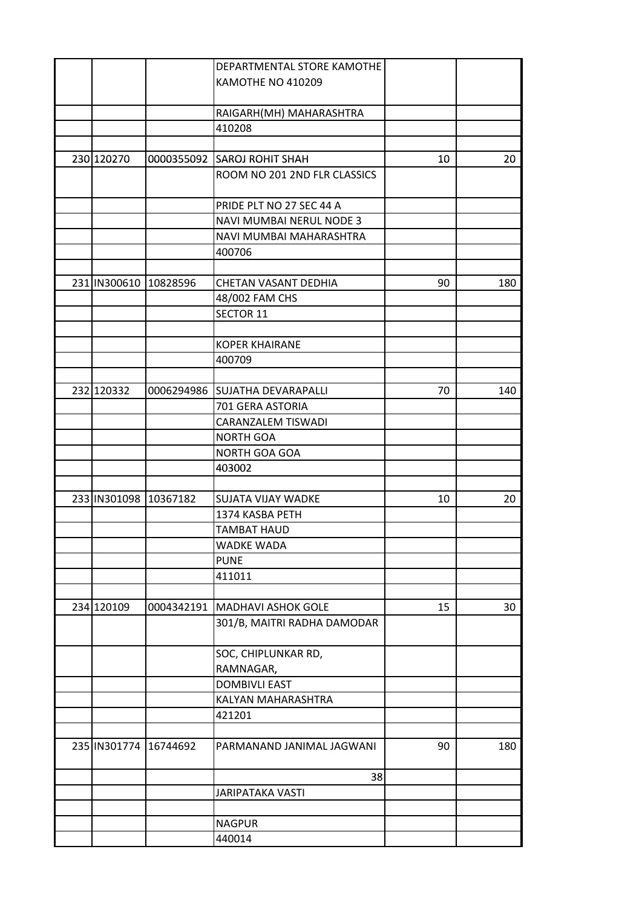| | | | | | |
|---|---|---|---|---|---|
| | | | DEPARTMENTAL STORE KAMOTHE KAMOTHE NO 410209 | | |
| | | | RAIGARH(MH) MAHARASHTRA | | |
| | | | 410208 | | |
| | | | | | |
| 230 | 120270 | 0000355092 | SAROJ ROHIT SHAH | 10 | 20 |
| | | | ROOM NO 201 2ND FLR CLASSICS | | |
| | | | PRIDE PLT NO 27 SEC 44 A | | |
| | | | NAVI MUMBAI NERUL NODE 3 | | |
| | | | NAVI MUMBAI MAHARASHTRA | | |
| | | | 400706 | | |
| | | | | | |
| 231 | IN300610 | 10828596 | CHETAN VASANT DEDHIA | 90 | 180 |
| | | | 48/002 FAM CHS | | |
| | | | SECTOR 11 | | |
| | | | | | |
| | | | KOPER KHAIRANE | | |
| | | | 400709 | | |
| | | | | | |
| 232 | 120332 | 0006294986 | SUJATHA DEVARAPALLI | 70 | 140 |
| | | | 701 GERA ASTORIA | | |
| | | | CARANZALEM TISWADI | | |
| | | | NORTH GOA | | |
| | | | NORTH GOA GOA | | |
| | | | 403002 | | |
| | | | | | |
| 233 | IN301098 | 10367182 | SUJATA VIJAY WADKE | 10 | 20 |
| | | | 1374 KASBA PETH | | |
| | | | TAMBAT HAUD | | |
| | | | WADKE WADA | | |
| | | | PUNE | | |
| | | | 411011 | | |
| | | | | | |
| 234 | 120109 | 0004342191 | MADHAVI ASHOK GOLE | 15 | 30 |
| | | | 301/B, MAITRI RADHA DAMODAR | | |
| | | | SOC, CHIPLUNKAR RD, RAMNAGAR, | | |
| | | | DOMBIVLI EAST | | |
| | | | KALYAN MAHARASHTRA | | |
| | | | 421201 | | |
| | | | | | |
| 235 | IN301774 | 16744692 | PARMANAND JANIMAL JAGWANI | 90 | 180 |
| | | | 38 | | |
| | | | JARIPATAKA VASTI | | |
| | | | | | |
| | | | NAGPUR | | |
| | | | 440014 | | |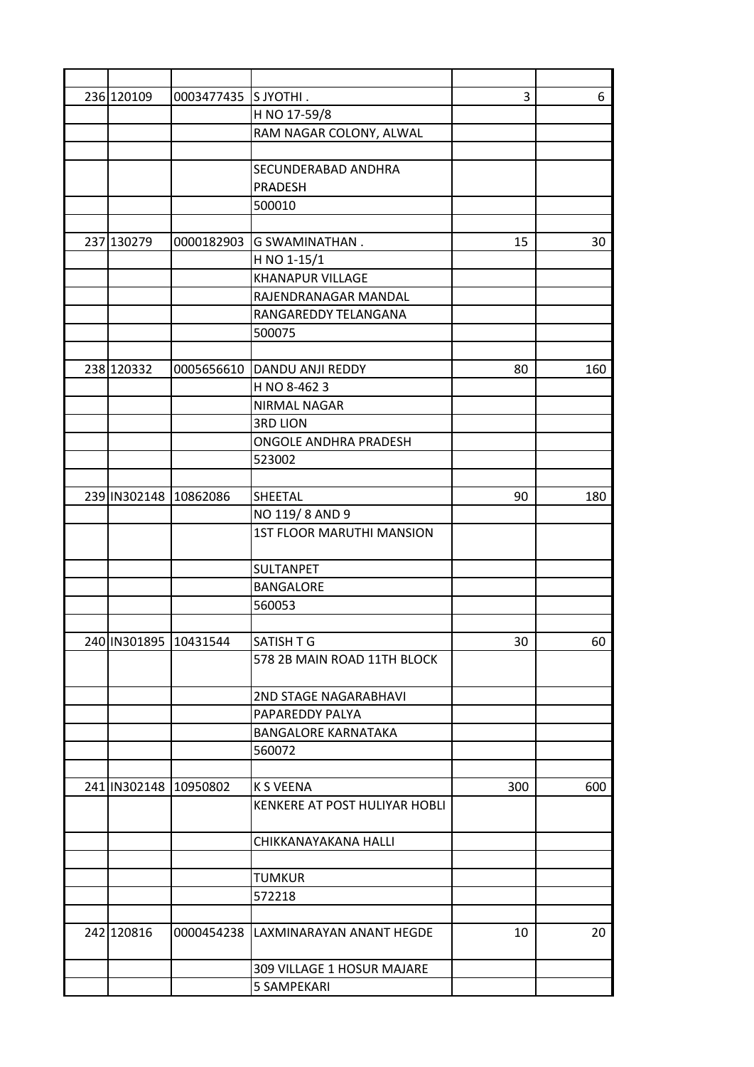| | | | | | |
|---|---|---|---|---|---|
| 236 | 120109 | 0003477435 | S JYOTHI . | 3 | 6 |
| | | | H NO 17-59/8 | | |
| | | | RAM NAGAR COLONY, ALWAL | | |
| | | | | | |
| | | | SECUNDERABAD ANDHRA PRADESH | | |
| | | | 500010 | | |
| | | | | | |
| 237 | 130279 | 0000182903 | G SWAMINATHAN . | 15 | 30 |
| | | | H NO 1-15/1 | | |
| | | | KHANAPUR VILLAGE | | |
| | | | RAJENDRANAGAR MANDAL | | |
| | | | RANGAREDDY TELANGANA | | |
| | | | 500075 | | |
| | | | | | |
| 238 | 120332 | 0005656610 | DANDU ANJI REDDY | 80 | 160 |
| | | | H NO 8-462 3 | | |
| | | | NIRMAL NAGAR | | |
| | | | 3RD LION | | |
| | | | ONGOLE ANDHRA PRADESH | | |
| | | | 523002 | | |
| | | | | | |
| 239 | IN302148 | 10862086 | SHEETAL | 90 | 180 |
| | | | NO 119/ 8 AND 9 | | |
| | | | 1ST FLOOR MARUTHI MANSION | | |
| | | | SULTANPET | | |
| | | | BANGALORE | | |
| | | | 560053 | | |
| | | | | | |
| 240 | IN301895 | 10431544 | SATISH T G | 30 | 60 |
| | | | 578 2B MAIN ROAD 11TH BLOCK | | |
| | | | 2ND STAGE NAGARABHAVI | | |
| | | | PAPAREDDY PALYA | | |
| | | | BANGALORE KARNATAKA | | |
| | | | 560072 | | |
| | | | | | |
| 241 | IN302148 | 10950802 | K S VEENA | 300 | 600 |
| | | | KENKERE AT POST HULIYAR HOBLI | | |
| | | | CHIKKANAYAKANA HALLI | | |
| | | | | | |
| | | | TUMKUR | | |
| | | | 572218 | | |
| | | | | | |
| 242 | 120816 | 0000454238 | LAXMINARAYAN ANANT HEGDE | 10 | 20 |
| | | | 309 VILLAGE 1 HOSUR MAJARE | | |
| | | | 5 SAMPEKARI | | |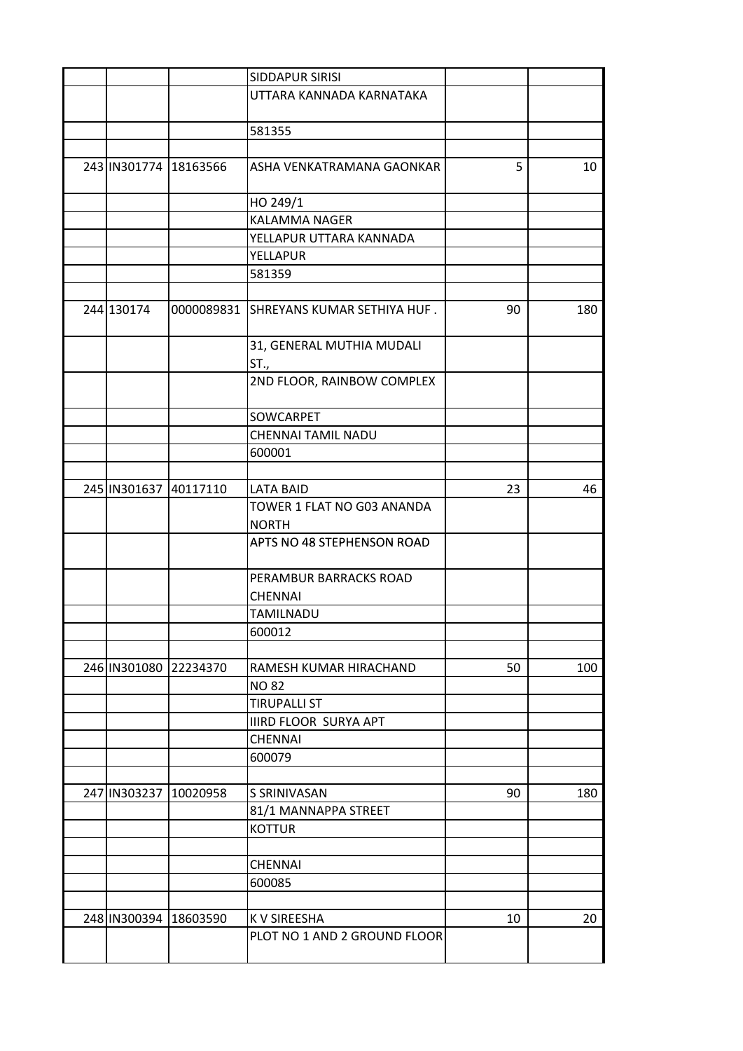| | | | | | |
|---|---|---|---|---|---|
| | | | SIDDAPUR SIRISI | | |
| | | | UTTARA KANNADA KARNATAKA | | |
| | | | 581355 | | |
| | | | | | |
| 243 | IN301774 | 18163566 | ASHA VENKATRAMANA GAONKAR | 5 | 10 |
| | | | HO 249/1 | | |
| | | | KALAMMA NAGER | | |
| | | | YELLAPUR UTTARA KANNADA | | |
| | | | YELLAPUR | | |
| | | | 581359 | | |
| | | | | | |
| 244 | 130174 | 0000089831 | SHREYANS KUMAR SETHIYA HUF . | 90 | 180 |
| | | | 31, GENERAL MUTHIA MUDALI ST., | | |
| | | | 2ND FLOOR, RAINBOW COMPLEX | | |
| | | | SOWCARPET | | |
| | | | CHENNAI TAMIL NADU | | |
| | | | 600001 | | |
| | | | | | |
| 245 | IN301637 | 40117110 | LATA BAID | 23 | 46 |
| | | | TOWER 1 FLAT NO G03 ANANDA NORTH | | |
| | | | APTS NO 48 STEPHENSON ROAD | | |
| | | | PERAMBUR BARRACKS ROAD CHENNAI | | |
| | | | TAMILNADU | | |
| | | | 600012 | | |
| | | | | | |
| 246 | IN301080 | 22234370 | RAMESH KUMAR HIRACHAND | 50 | 100 |
| | | | NO 82 | | |
| | | | TIRUPALLI ST | | |
| | | | IIIRD FLOOR SURYA APT | | |
| | | | CHENNAI | | |
| | | | 600079 | | |
| | | | | | |
| 247 | IN303237 | 10020958 | S SRINIVASAN | 90 | 180 |
| | | | 81/1 MANNAPPA STREET | | |
| | | | KOTTUR | | |
| | | | | | |
| | | | CHENNAI | | |
| | | | 600085 | | |
| | | | | | |
| 248 | IN300394 | 18603590 | K V SIREESHA | 10 | 20 |
| | | | PLOT NO 1 AND 2 GROUND FLOOR | | |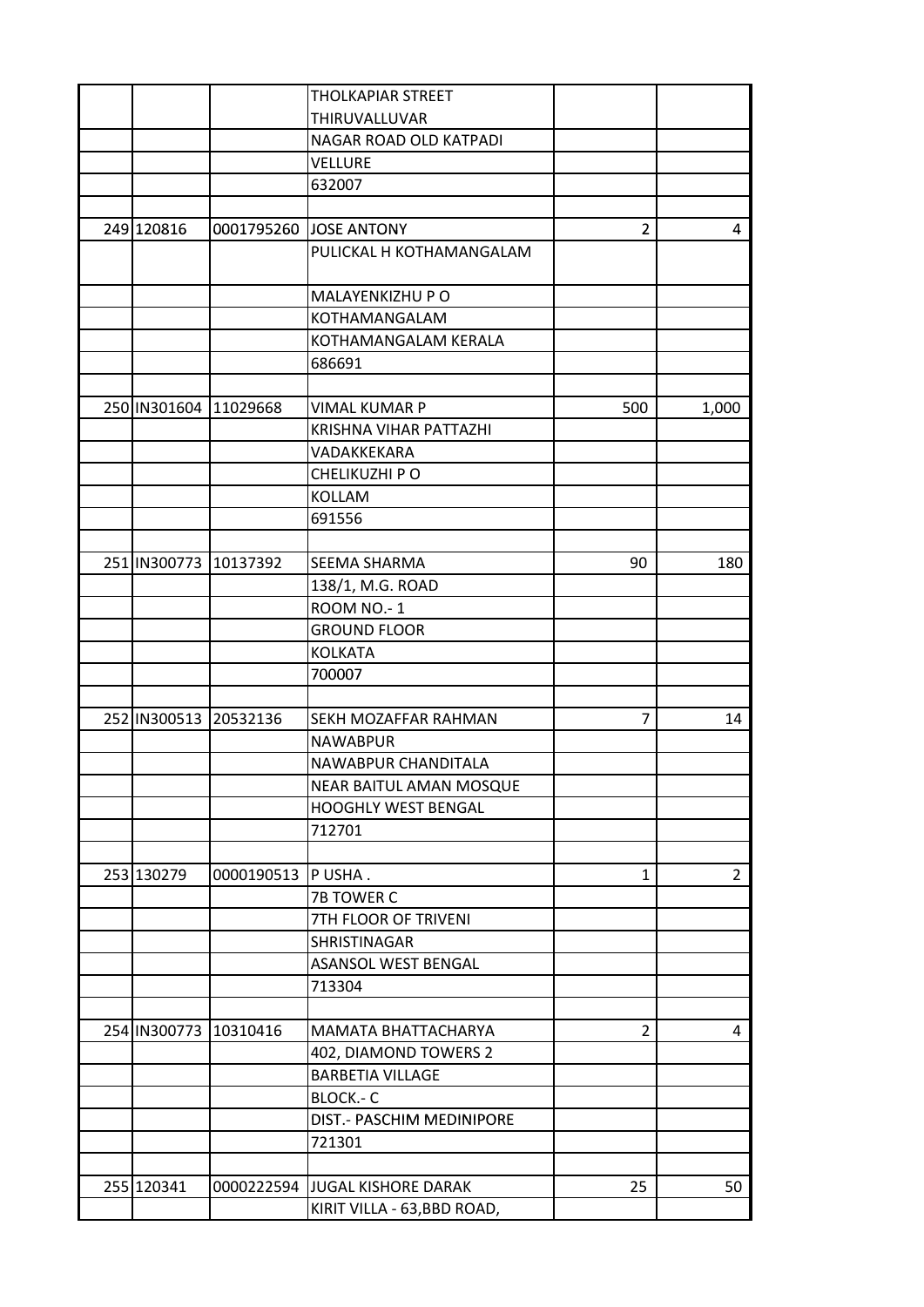| | | | | |
|---|---|---|---|---|
| | | THOLKAPIAR STREET | | |
| | | THIRUVALLUVAR | | |
| | | NAGAR ROAD OLD KATPADI | | |
| | | VELLURE | | |
| | | 632007 | | |
| | | | | |
| 249 | 120816 | 0001795260 | JOSE ANTONY | 2 | 4 |
| | | | PULICKAL H KOTHAMANGALAM | | |
| | | | MALAYENKIZHU P O | | |
| | | | KOTHAMANGALAM | | |
| | | | KOTHAMANGALAM KERALA | | |
| | | | 686691 | | |
| | | | | | |
| 250 | IN301604 | 11029668 | VIMAL KUMAR P | 500 | 1,000 |
| | | | KRISHNA VIHAR PATTAZHI | | |
| | | | VADAKKEKARA | | |
| | | | CHELIKUZHI P O | | |
| | | | KOLLAM | | |
| | | | 691556 | | |
| | | | | | |
| 251 | IN300773 | 10137392 | SEEMA SHARMA | 90 | 180 |
| | | | 138/1, M.G. ROAD | | |
| | | | ROOM NO.- 1 | | |
| | | | GROUND FLOOR | | |
| | | | KOLKATA | | |
| | | | 700007 | | |
| | | | | | |
| 252 | IN300513 | 20532136 | SEKH MOZAFFAR RAHMAN | 7 | 14 |
| | | | NAWABPUR | | |
| | | | NAWABPUR CHANDITALA | | |
| | | | NEAR BAITUL AMAN MOSQUE | | |
| | | | HOOGHLY WEST BENGAL | | |
| | | | 712701 | | |
| | | | | | |
| 253 | 130279 | 0000190513 | P USHA . | 1 | 2 |
| | | | 7B TOWER C | | |
| | | | 7TH FLOOR OF TRIVENI | | |
| | | | SHRISTINAGAR | | |
| | | | ASANSOL WEST BENGAL | | |
| | | | 713304 | | |
| | | | | | |
| 254 | IN300773 | 10310416 | MAMATA BHATTACHARYA | 2 | 4 |
| | | | 402, DIAMOND TOWERS 2 | | |
| | | | BARBETIA VILLAGE | | |
| | | | BLOCK.- C | | |
| | | | DIST.- PASCHIM MEDINIPORE | | |
| | | | 721301 | | |
| | | | | | |
| 255 | 120341 | 0000222594 | JUGAL KISHORE DARAK | 25 | 50 |
| | | | KIRIT VILLA - 63,BBD ROAD, | | |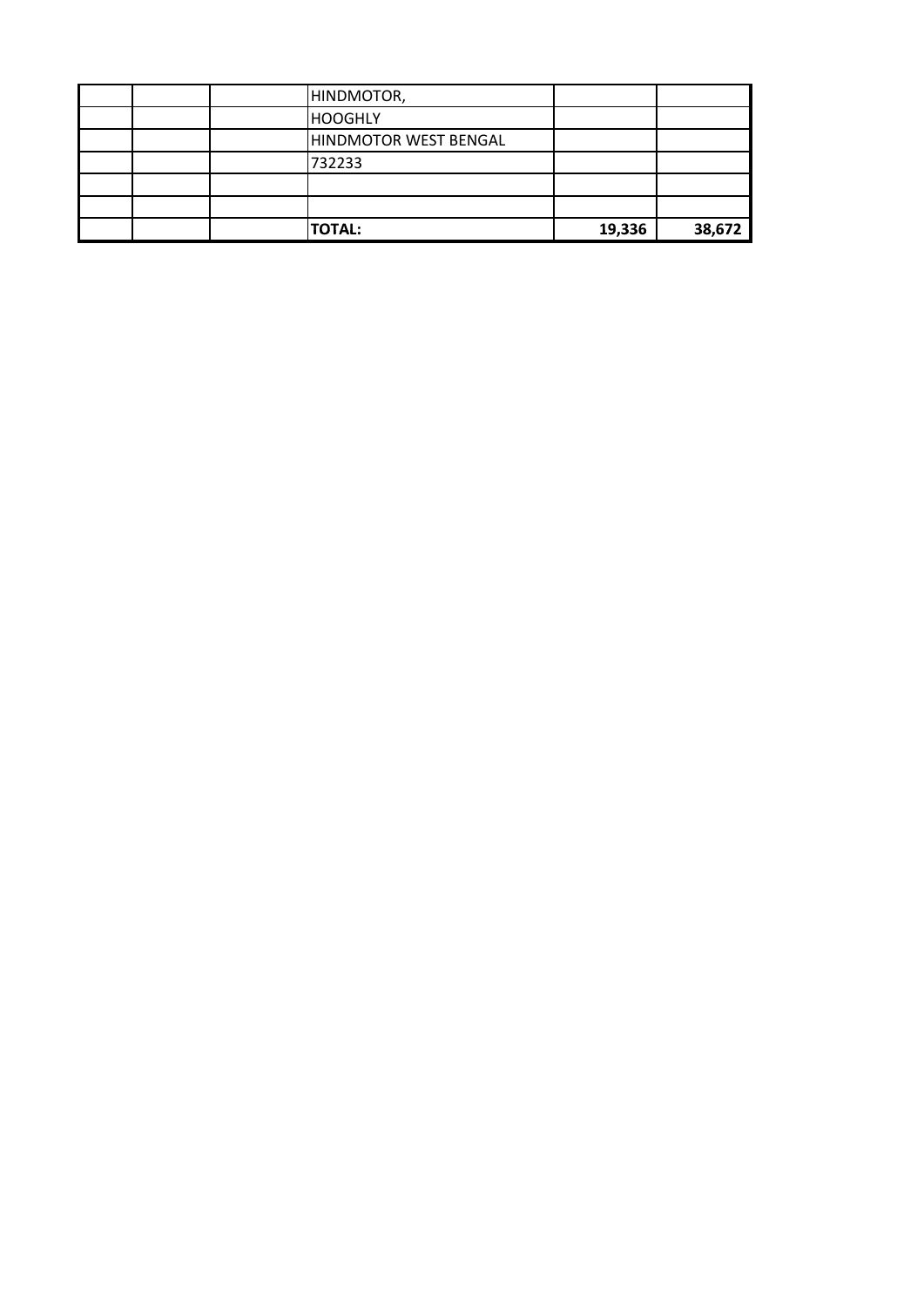| | | | | | |
|---|---|---|---|---|---|
| | | | HINDMOTOR, | | |
| | | | HOOGHLY | | |
| | | | HINDMOTOR WEST BENGAL | | |
| | | | 732233 | | |
| | | | | | |
| | | | | | |
| | | | **TOTAL:** | **19,336** | **38,672** |